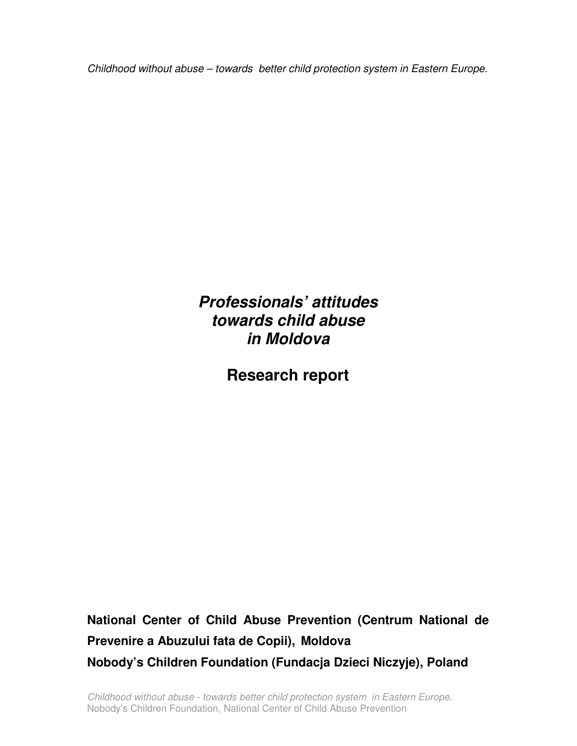*Childhood without abuse – towards better child protection system in Eastern Europe.*

# *Professionals' attitudes towards child abuse in Moldova*

# Research report

**National Center of Child Abuse Prevention (Centrum National de Prevenire a Abuzului fata de Copii), Moldova**

**Nobody's Children Foundation (Fundacja Dzieci Niczyje), Poland**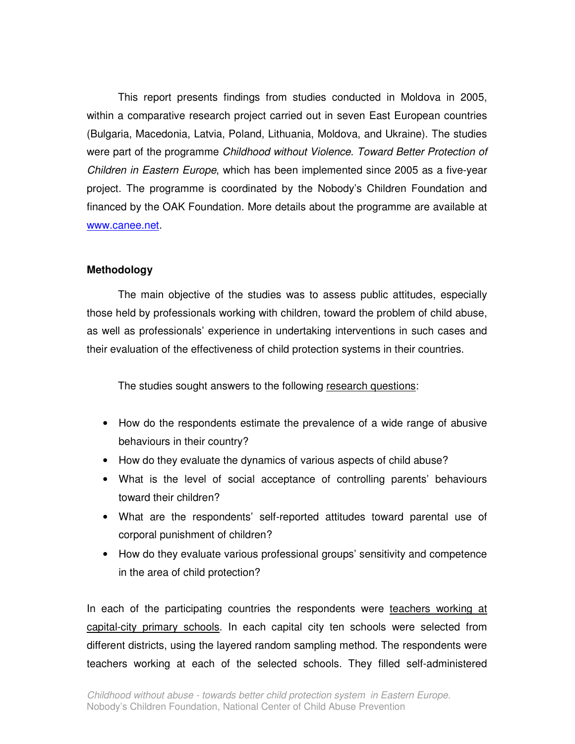This report presents findings from studies conducted in Moldova in 2005, within a comparative research project carried out in seven East European countries (Bulgaria, Macedonia, Latvia, Poland, Lithuania, Moldova, and Ukraine). The studies were part of the programme *Childhood without Violence. Toward Better Protection of Children in Eastern Europe*, which has been implemented since 2005 as a five-year project. The programme is coordinated by the Nobody's Children Foundation and financed by the OAK Foundation. More details about the programme are available at www.canee.net.

**Methodology**

The main objective of the studies was to assess public attitudes, especially those held by professionals working with children, toward the problem of child abuse, as well as professionals' experience in undertaking interventions in such cases and their evaluation of the effectiveness of child protection systems in their countries.

The studies sought answers to the following research questions:

- How do the respondents estimate the prevalence of a wide range of abusive behaviours in their country?
- How do they evaluate the dynamics of various aspects of child abuse?
- What is the level of social acceptance of controlling parents' behaviours toward their children?
- What are the respondents' self-reported attitudes toward parental use of corporal punishment of children?
- How do they evaluate various professional groups' sensitivity and competence in the area of child protection?

In each of the participating countries the respondents were teachers working at capital-city primary schools. In each capital city ten schools were selected from different districts, using the layered random sampling method. The respondents were teachers working at each of the selected schools. They filled self-administered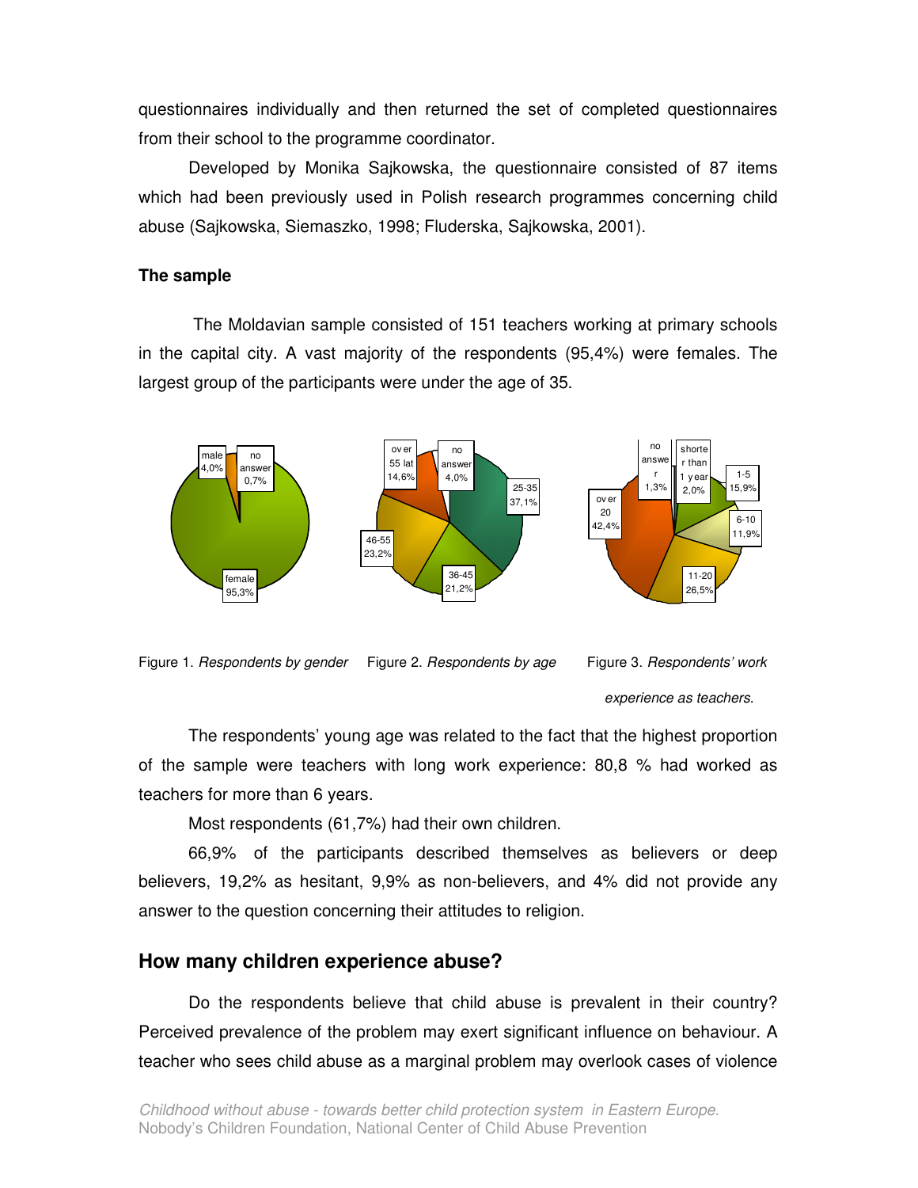questionnaires individually and then returned the set of completed questionnaires from their school to the programme coordinator.

Developed by Monika Sajkowska, the questionnaire consisted of 87 items which had been previously used in Polish research programmes concerning child abuse (Sajkowska, Siemaszko, 1998; Fluderska, Sajkowska, 2001).

**The sample**

The Moldavian sample consisted of 151 teachers working at primary schools in the capital city. A vast majority of the respondents (95,4%) were females. The largest group of the participants were under the age of 35.

Figure 1. *Respondents by gender* Figure 2. *Respondents by age* Figure 3. *Respondents' work experience as teachers.*

The respondents' young age was related to the fact that the highest proportion of the sample were teachers with long work experience: 80,8 % had worked as teachers for more than 6 years.

Most respondents (61,7%) had their own children.

66,9% of the participants described themselves as believers or deep believers, 19,2% as hesitant, 9,9% as non-believers, and 4% did not provide any answer to the question concerning their attitudes to religion.

## How many children experience abuse?

Do the respondents believe that child abuse is prevalent in their country? Perceived prevalence of the problem may exert significant influence on behaviour. A teacher who sees child abuse as a marginal problem may overlook cases of violence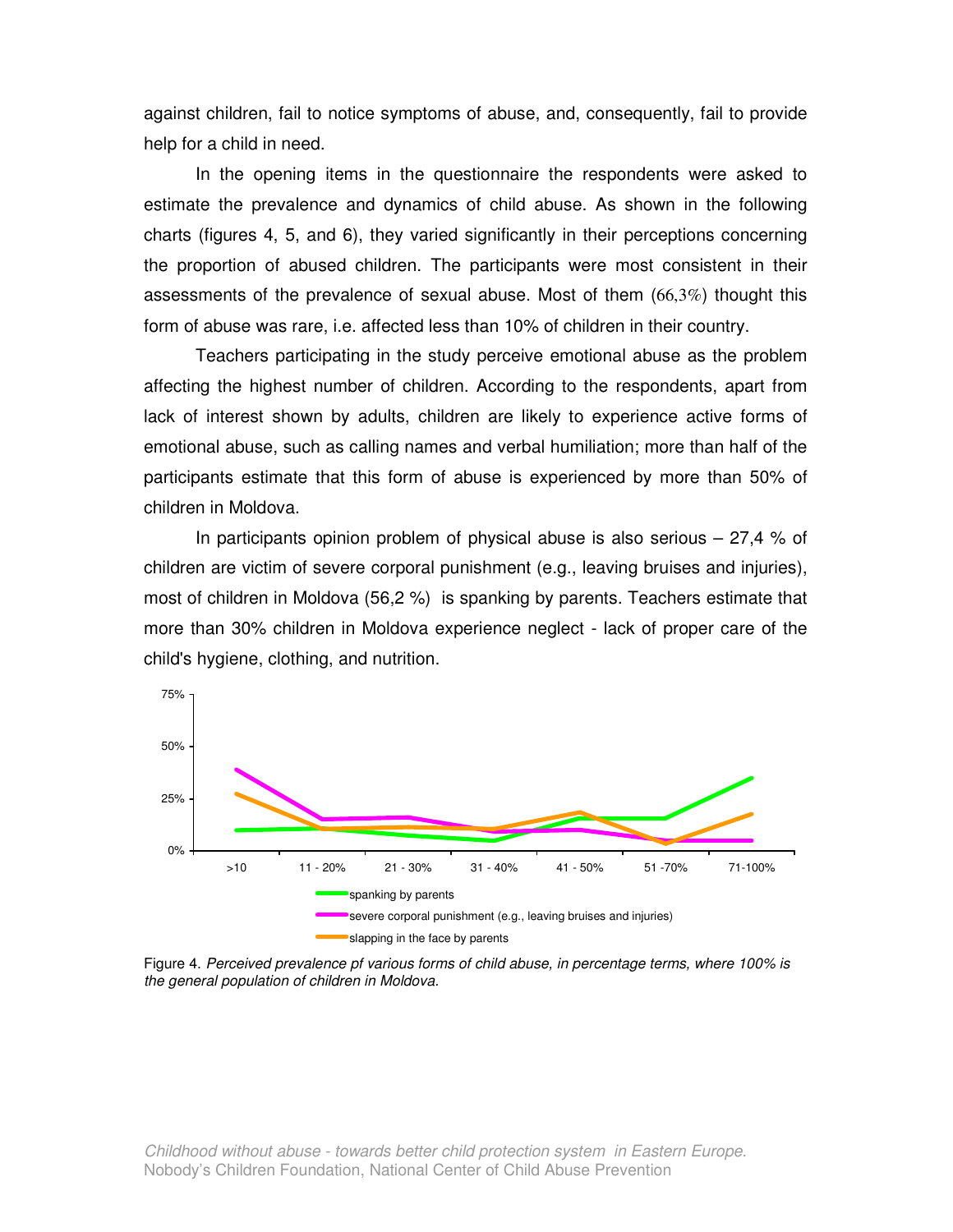against children, fail to notice symptoms of abuse, and, consequently, fail to provide help for a child in need.

In the opening items in the questionnaire the respondents were asked to estimate the prevalence and dynamics of child abuse. As shown in the following charts (figures 4, 5, and 6), they varied significantly in their perceptions concerning the proportion of abused children. The participants were most consistent in their assessments of the prevalence of sexual abuse. Most of them (66,3%) thought this form of abuse was rare, i.e. affected less than 10% of children in their country.

Teachers participating in the study perceive emotional abuse as the problem affecting the highest number of children. According to the respondents, apart from lack of interest shown by adults, children are likely to experience active forms of emotional abuse, such as calling names and verbal humiliation; more than half of the participants estimate that this form of abuse is experienced by more than 50% of children in Moldova.

In participants opinion problem of physical abuse is also serious – 27,4 % of children are victim of severe corporal punishment (e.g., leaving bruises and injuries), most of children in Moldova (56,2 %) is spanking by parents. Teachers estimate that more than 30% children in Moldova experience neglect - lack of proper care of the child's hygiene, clothing, and nutrition.

Figure 4. *Perceived prevalence pf various forms of child abuse, in percentage terms, where 100% is the general population of children in Moldova.*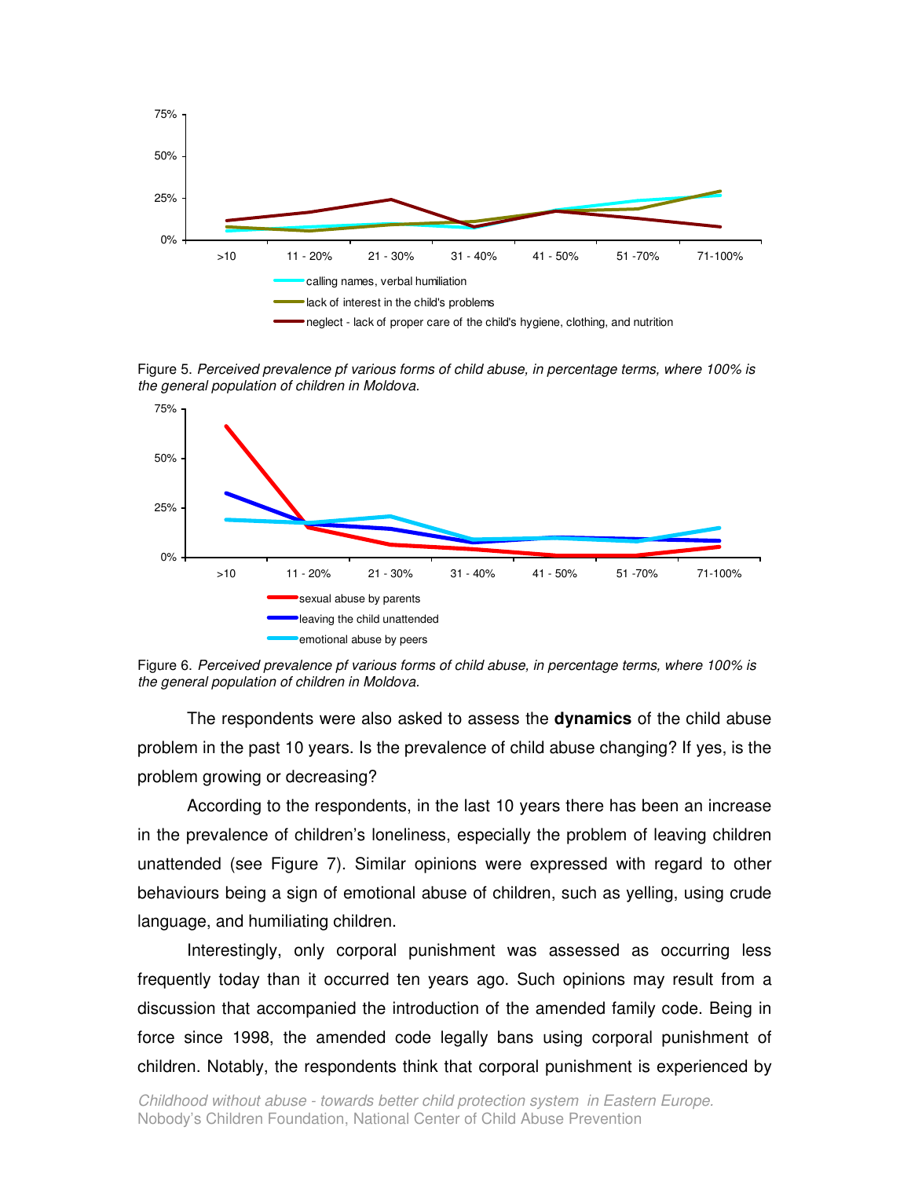Figure 5. *Perceived prevalence pf various forms of child abuse, in percentage terms, where 100% is the general population of children in Moldova.*

Figure 6. *Perceived prevalence pf various forms of child abuse, in percentage terms, where 100% is the general population of children in Moldova.*

The respondents were also asked to assess the **dynamics** of the child abuse problem in the past 10 years. Is the prevalence of child abuse changing? If yes, is the problem growing or decreasing?

According to the respondents, in the last 10 years there has been an increase in the prevalence of children's loneliness, especially the problem of leaving children unattended (see Figure 7). Similar opinions were expressed with regard to other behaviours being a sign of emotional abuse of children, such as yelling, using crude language, and humiliating children.

Interestingly, only corporal punishment was assessed as occurring less frequently today than it occurred ten years ago. Such opinions may result from a discussion that accompanied the introduction of the amended family code. Being in force since 1998, the amended code legally bans using corporal punishment of children. Notably, the respondents think that corporal punishment is experienced by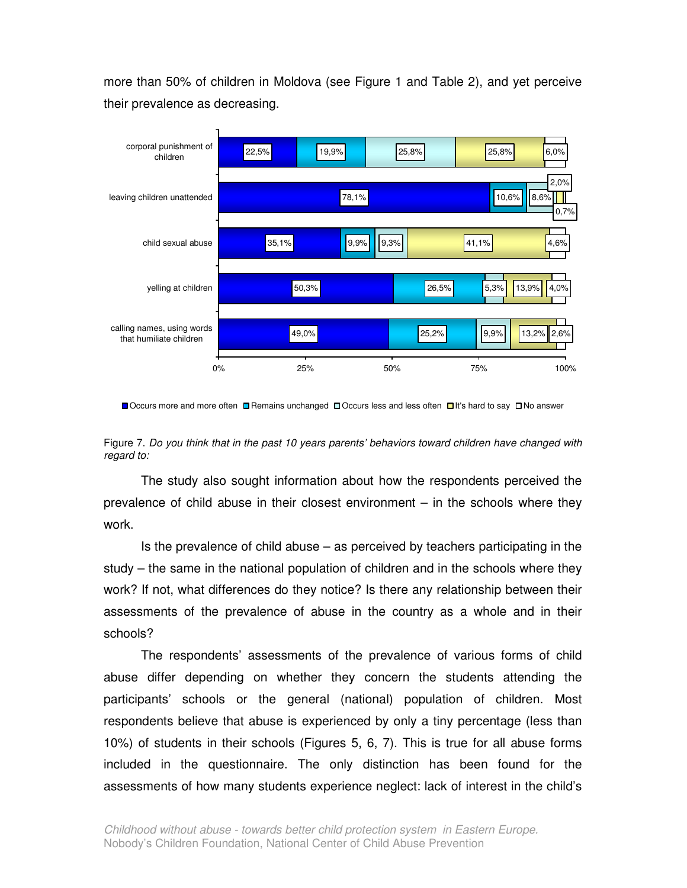more than 50% of children in Moldova (see Figure 1 and Table 2), and yet perceive their prevalence as decreasing.

| | Occurs more and more often | Remains unchanged | Occurs less and less often | It's hard to say | No answer |
|---|---|---|---|---|---|
| corporal punishment of children | 22,5% | 19,9% | 25,8% | 25,8% | 6,0% |
| leaving children unattended | 78,1% | 10,6% | 8,6% | 2,0% | 0,7% |
| child sexual abuse | 35,1% | 9,9% | 9,3% | 41,1% | 4,6% |
| yelling at children | 50,3% | 26,5% | 5,3% | 13,9% | 4,0% |
| calling names, using words that humiliate children | 49,0% | 25,2% | 9,9% | 13,2% | 2,6% |

Figure 7. *Do you think that in the past 10 years parents' behaviors toward children have changed with regard to:*

The study also sought information about how the respondents perceived the prevalence of child abuse in their closest environment – in the schools where they work.

Is the prevalence of child abuse – as perceived by teachers participating in the study – the same in the national population of children and in the schools where they work? If not, what differences do they notice? Is there any relationship between their assessments of the prevalence of abuse in the country as a whole and in their schools?

The respondents' assessments of the prevalence of various forms of child abuse differ depending on whether they concern the students attending the participants' schools or the general (national) population of children. Most respondents believe that abuse is experienced by only a tiny percentage (less than 10%) of students in their schools (Figures 5, 6, 7). This is true for all abuse forms included in the questionnaire. The only distinction has been found for the assessments of how many students experience neglect: lack of interest in the child's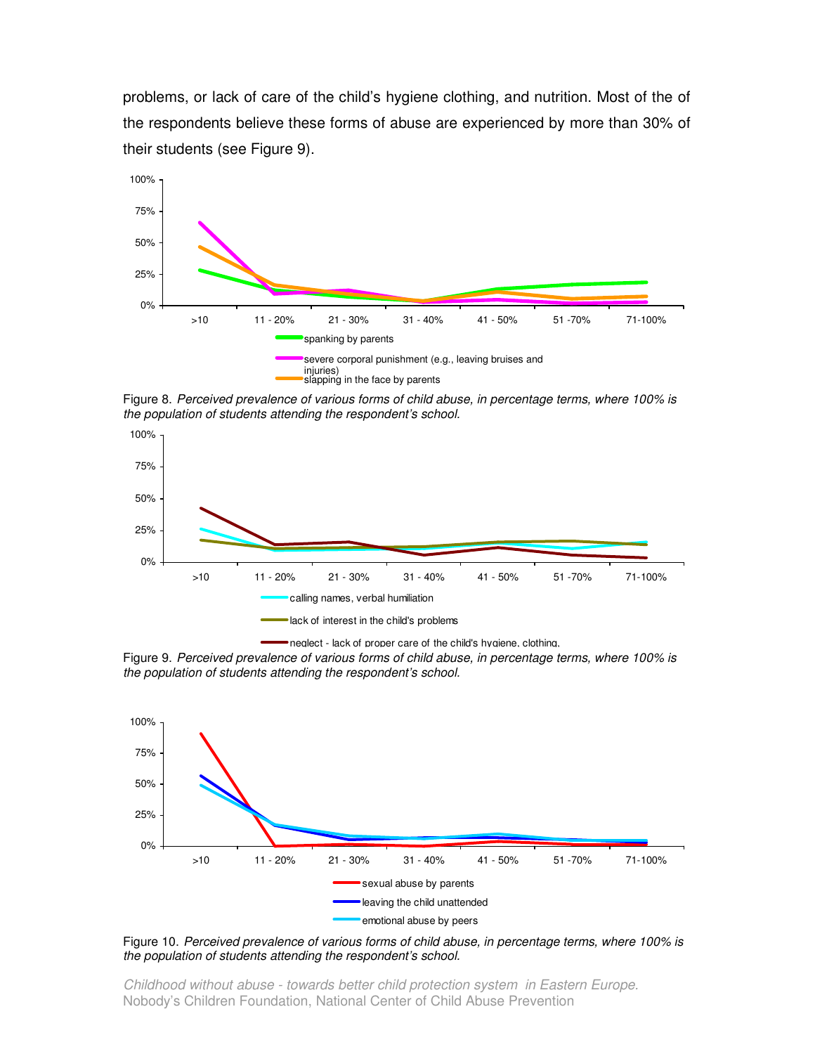problems, or lack of care of the child's hygiene clothing, and nutrition. Most of the of the respondents believe these forms of abuse are experienced by more than 30% of their students (see Figure 9).

Figure 8. *Perceived prevalence of various forms of child abuse, in percentage terms, where 100% is the population of students attending the respondent's school.*

Figure 9. *Perceived prevalence of various forms of child abuse, in percentage terms, where 100% is the population of students attending the respondent's school.*

Figure 10. *Perceived prevalence of various forms of child abuse, in percentage terms, where 100% is the population of students attending the respondent's school.*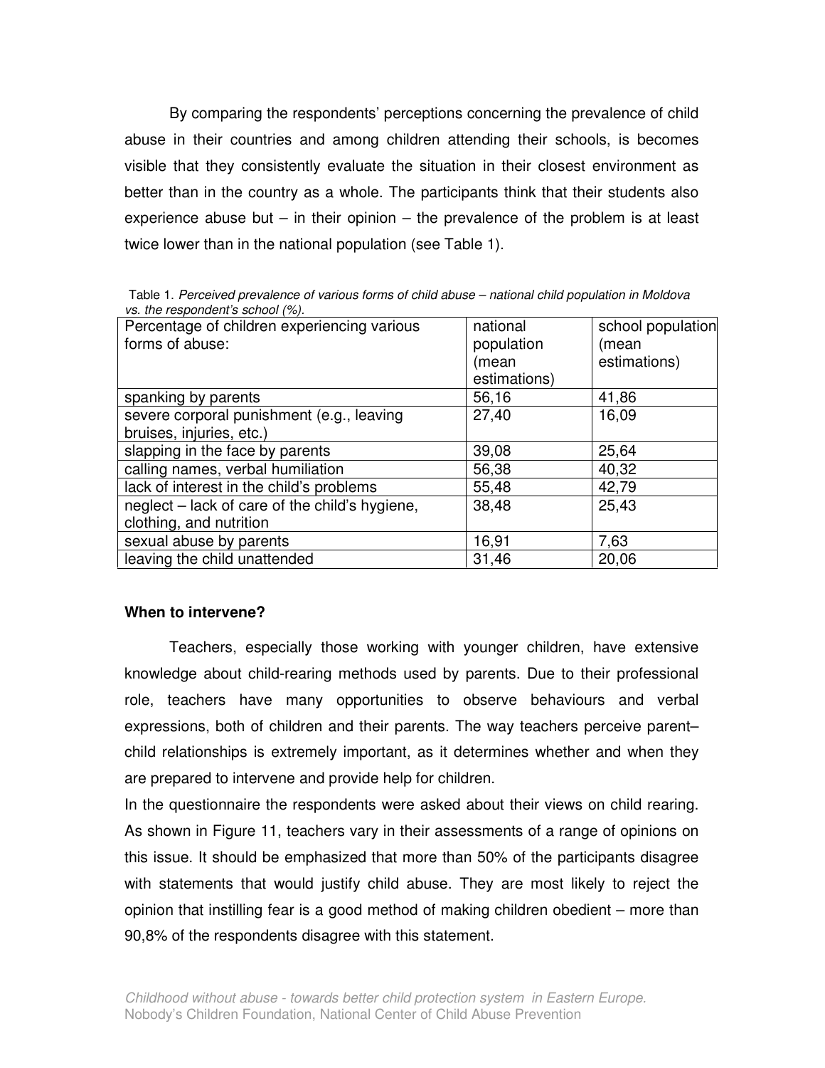By comparing the respondents' perceptions concerning the prevalence of child abuse in their countries and among children attending their schools, is becomes visible that they consistently evaluate the situation in their closest environment as better than in the country as a whole. The participants think that their students also experience abuse but – in their opinion – the prevalence of the problem is at least twice lower than in the national population (see Table 1).

Table 1. *Perceived prevalence of various forms of child abuse – national child population in Moldova vs. the respondent's school (%).*

| Percentage of children experiencing various forms of abuse: | national population (mean estimations) | school population (mean estimations) |
|---|---|---|
| spanking by parents | 56,16 | 41,86 |
| severe corporal punishment (e.g., leaving bruises, injuries, etc.) | 27,40 | 16,09 |
| slapping in the face by parents | 39,08 | 25,64 |
| calling names, verbal humiliation | 56,38 | 40,32 |
| lack of interest in the child's problems | 55,48 | 42,79 |
| neglect – lack of care of the child's hygiene, clothing, and nutrition | 38,48 | 25,43 |
| sexual abuse by parents | 16,91 | 7,63 |
| leaving the child unattended | 31,46 | 20,06 |

**When to intervene?**

Teachers, especially those working with younger children, have extensive knowledge about child-rearing methods used by parents. Due to their professional role, teachers have many opportunities to observe behaviours and verbal expressions, both of children and their parents. The way teachers perceive parent–child relationships is extremely important, as it determines whether and when they are prepared to intervene and provide help for children.

In the questionnaire the respondents were asked about their views on child rearing. As shown in Figure 11, teachers vary in their assessments of a range of opinions on this issue. It should be emphasized that more than 50% of the participants disagree with statements that would justify child abuse. They are most likely to reject the opinion that instilling fear is a good method of making children obedient – more than 90,8% of the respondents disagree with this statement.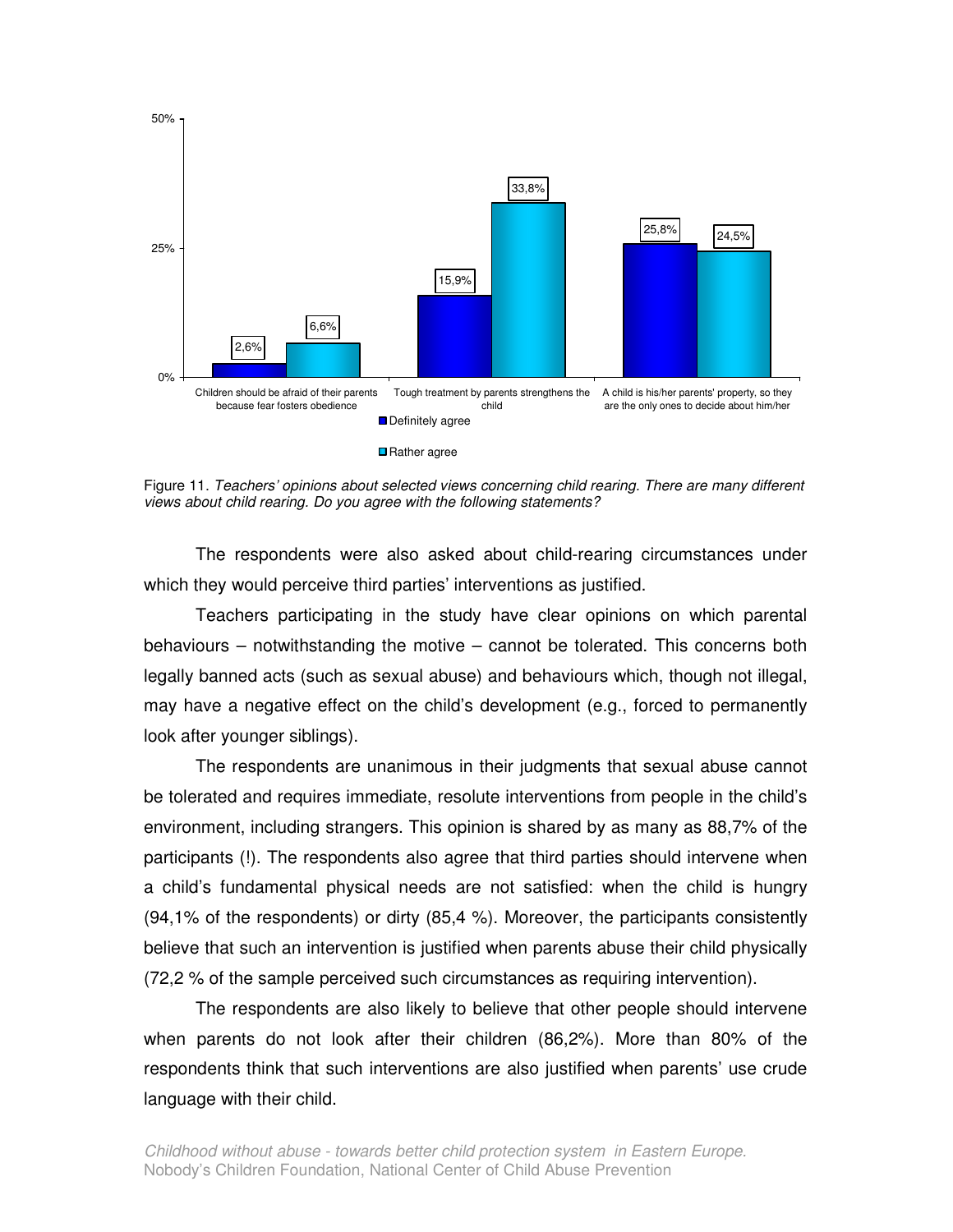Figure 11. *Teachers' opinions about selected views concerning child rearing. There are many different views about child rearing. Do you agree with the following statements?*

The respondents were also asked about child-rearing circumstances under which they would perceive third parties' interventions as justified.

Teachers participating in the study have clear opinions on which parental behaviours – notwithstanding the motive – cannot be tolerated. This concerns both legally banned acts (such as sexual abuse) and behaviours which, though not illegal, may have a negative effect on the child's development (e.g., forced to permanently look after younger siblings).

The respondents are unanimous in their judgments that sexual abuse cannot be tolerated and requires immediate, resolute interventions from people in the child's environment, including strangers. This opinion is shared by as many as 88,7% of the participants (!). The respondents also agree that third parties should intervene when a child's fundamental physical needs are not satisfied: when the child is hungry (94,1% of the respondents) or dirty (85,4 %). Moreover, the participants consistently believe that such an intervention is justified when parents abuse their child physically (72,2 % of the sample perceived such circumstances as requiring intervention).

The respondents are also likely to believe that other people should intervene when parents do not look after their children (86,2%). More than 80% of the respondents think that such interventions are also justified when parents' use crude language with their child.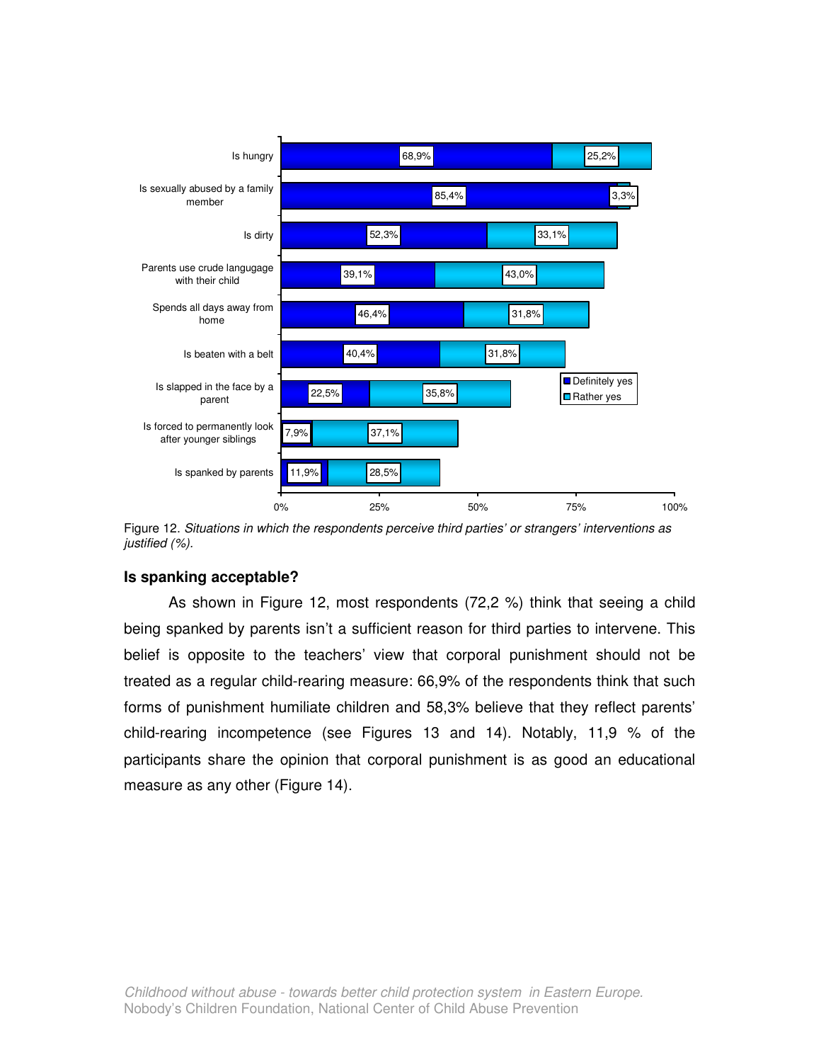| Situation | Definitely yes | Rather yes |
|---|---|---|
| Is hungry | 68,9% | 25,2% |
| Is sexually abused by a family member | 85,4% | 3,3% |
| Is dirty | 52,3% | 33,1% |
| Parents use crude langugage with their child | 39,1% | 43,0% |
| Spends all days away from home | 46,4% | 31,8% |
| Is beaten with a belt | 40,4% | 31,8% |
| Is slapped in the face by a parent | 22,5% | 35,8% |
| Is forced to permanently look after younger siblings | 7,9% | 37,1% |
| Is spanked by parents | 11,9% | 28,5% |

Figure 12. *Situations in which the respondents perceive third parties' or strangers' interventions as justified (%).*

### Is spanking acceptable?

As shown in Figure 12, most respondents (72,2 %) think that seeing a child being spanked by parents isn't a sufficient reason for third parties to intervene. This belief is opposite to the teachers' view that corporal punishment should not be treated as a regular child-rearing measure: 66,9% of the respondents think that such forms of punishment humiliate children and 58,3% believe that they reflect parents' child-rearing incompetence (see Figures 13 and 14). Notably, 11,9 % of the participants share the opinion that corporal punishment is as good an educational measure as any other (Figure 14).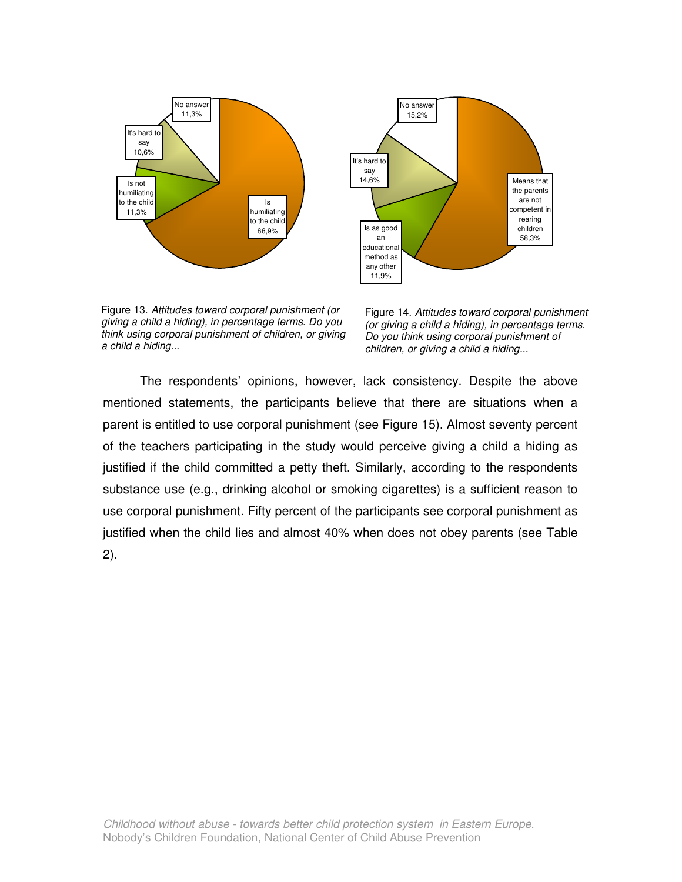Figure 13. *Attitudes toward corporal punishment (or giving a child a hiding), in percentage terms. Do you think using corporal punishment of children, or giving a child a hiding...*

Figure 14. *Attitudes toward corporal punishment (or giving a child a hiding), in percentage terms. Do you think using corporal punishment of children, or giving a child a hiding...*

The respondents' opinions, however, lack consistency. Despite the above mentioned statements, the participants believe that there are situations when a parent is entitled to use corporal punishment (see Figure 15). Almost seventy percent of the teachers participating in the study would perceive giving a child a hiding as justified if the child committed a petty theft. Similarly, according to the respondents substance use (e.g., drinking alcohol or smoking cigarettes) is a sufficient reason to use corporal punishment. Fifty percent of the participants see corporal punishment as justified when the child lies and almost 40% when does not obey parents (see Table 2).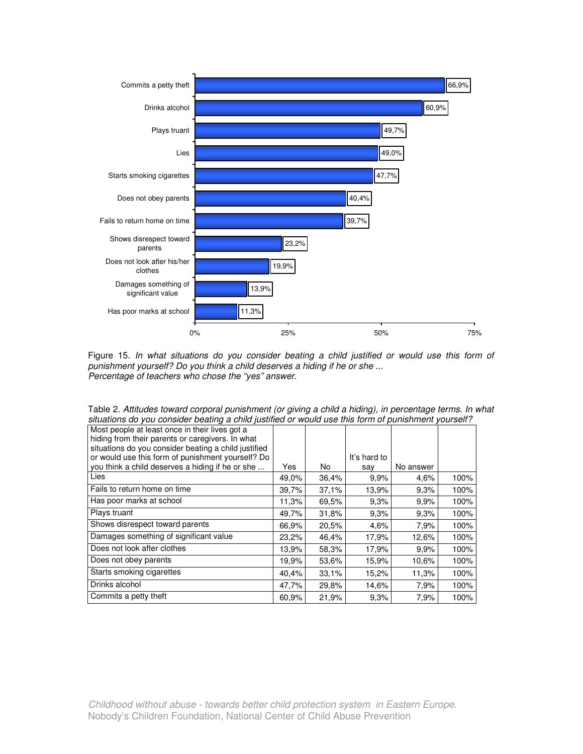| | |
|---|---|
| Commits a petty theft | 66,9% |
| Drinks alcohol | 60,9% |
| Plays truant | 49,7% |
| Lies | 49,0% |
| Starts smoking cigarettes | 47,7% |
| Does not obey parents | 40,4% |
| Fails to return home on time | 39,7% |
| Shows disrespect toward parents | 23,2% |
| Does not look after his/her clothes | 19,9% |
| Damages something of significant value | 13,9% |
| Has poor marks at school | 11,3% |

Figure 15. *In what situations do you consider beating a child justified or would use this form of punishment yourself? Do you think a child deserves a hiding if he or she ...*
*Percentage of teachers who chose the "yes" answer.*

Table 2. *Attitudes toward corporal punishment (or giving a child a hiding), in percentage terms. In what situations do you consider beating a child justified or would use this form of punishment yourself?*

| Most people at least once in their lives got a hiding from their parents or caregivers. In what situations do you consider beating a child justified or would use this form of punishment yourself? Do you think a child deserves a hiding if he or she ... | Yes | No | It's hard to say | No answer | |
|---|---|---|---|---|---|
| Lies | 49,0% | 36,4% | 9,9% | 4,6% | 100% |
| Fails to return home on time | 39,7% | 37,1% | 13,9% | 9,3% | 100% |
| Has poor marks at school | 11,3% | 69,5% | 9,3% | 9,9% | 100% |
| Plays truant | 49,7% | 31,8% | 9,3% | 9,3% | 100% |
| Shows disrespect toward parents | 66,9% | 20,5% | 4,6% | 7,9% | 100% |
| Damages something of significant value | 23,2% | 46,4% | 17,9% | 12,6% | 100% |
| Does not look after clothes | 13,9% | 58,3% | 17,9% | 9,9% | 100% |
| Does not obey parents | 19,9% | 53,6% | 15,9% | 10,6% | 100% |
| Starts smoking cigarettes | 40,4% | 33,1% | 15,2% | 11,3% | 100% |
| Drinks alcohol | 47,7% | 29,8% | 14,6% | 7,9% | 100% |
| Commits a petty theft | 60,9% | 21,9% | 9,3% | 7,9% | 100% |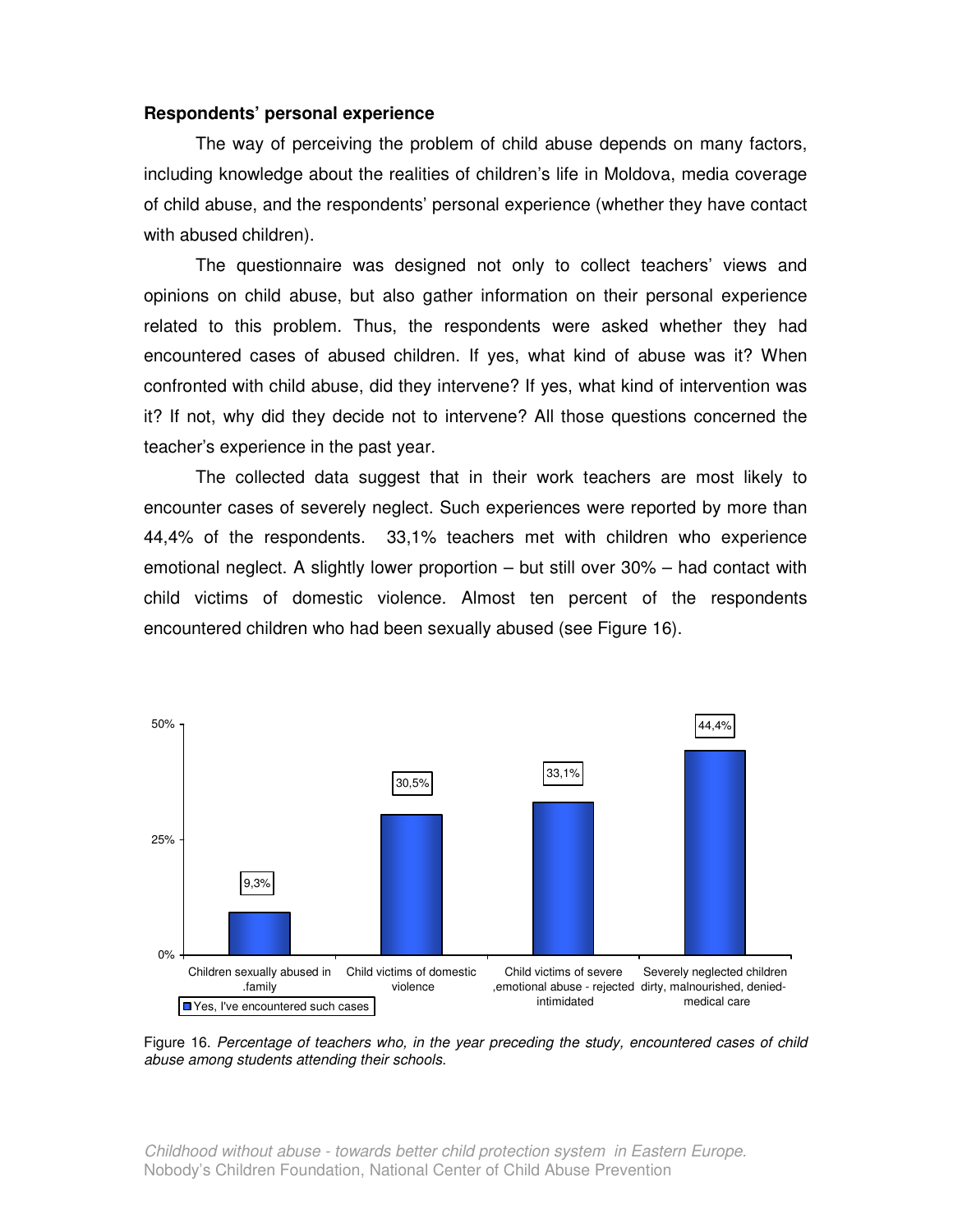**Respondents' personal experience**

The way of perceiving the problem of child abuse depends on many factors, including knowledge about the realities of children's life in Moldova, media coverage of child abuse, and the respondents' personal experience (whether they have contact with abused children).

The questionnaire was designed not only to collect teachers' views and opinions on child abuse, but also gather information on their personal experience related to this problem. Thus, the respondents were asked whether they had encountered cases of abused children. If yes, what kind of abuse was it? When confronted with child abuse, did they intervene? If yes, what kind of intervention was it? If not, why did they decide not to intervene? All those questions concerned the teacher's experience in the past year.

The collected data suggest that in their work teachers are most likely to encounter cases of severely neglect. Such experiences were reported by more than 44,4% of the respondents. 33,1% teachers met with children who experience emotional neglect. A slightly lower proportion – but still over 30% – had contact with child victims of domestic violence. Almost ten percent of the respondents encountered children who had been sexually abused (see Figure 16).

| | Yes, I've encountered such cases |
|---|---|
| Children sexually abused in .family | 9,3% |
| Child victims of domestic violence | 30,5% |
| Child victims of severe ,emotional abuse - rejected intimidated | 33,1% |
| Severely neglected children dirty, malnourished, denied-medical care | 44,4% |

Figure 16. *Percentage of teachers who, in the year preceding the study, encountered cases of child abuse among students attending their schools.*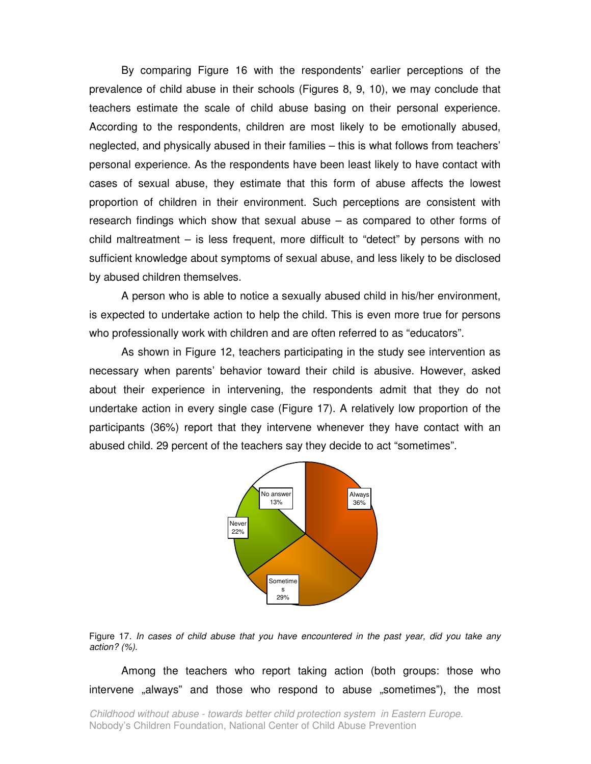By comparing Figure 16 with the respondents' earlier perceptions of the prevalence of child abuse in their schools (Figures 8, 9, 10), we may conclude that teachers estimate the scale of child abuse basing on their personal experience. According to the respondents, children are most likely to be emotionally abused, neglected, and physically abused in their families – this is what follows from teachers' personal experience. As the respondents have been least likely to have contact with cases of sexual abuse, they estimate that this form of abuse affects the lowest proportion of children in their environment. Such perceptions are consistent with research findings which show that sexual abuse – as compared to other forms of child maltreatment – is less frequent, more difficult to "detect" by persons with no sufficient knowledge about symptoms of sexual abuse, and less likely to be disclosed by abused children themselves.

A person who is able to notice a sexually abused child in his/her environment, is expected to undertake action to help the child. This is even more true for persons who professionally work with children and are often referred to as "educators".

As shown in Figure 12, teachers participating in the study see intervention as necessary when parents' behavior toward their child is abusive. However, asked about their experience in intervening, the respondents admit that they do not undertake action in every single case (Figure 17). A relatively low proportion of the participants (36%) report that they intervene whenever they have contact with an abused child. 29 percent of the teachers say they decide to act "sometimes".

Always 36%, Sometimes 29%, Never 22%, No answer 13%

Figure 17. *In cases of child abuse that you have encountered in the past year, did you take any action? (%).*

Among the teachers who report taking action (both groups: those who intervene „always" and those who respond to abuse „sometimes"), the most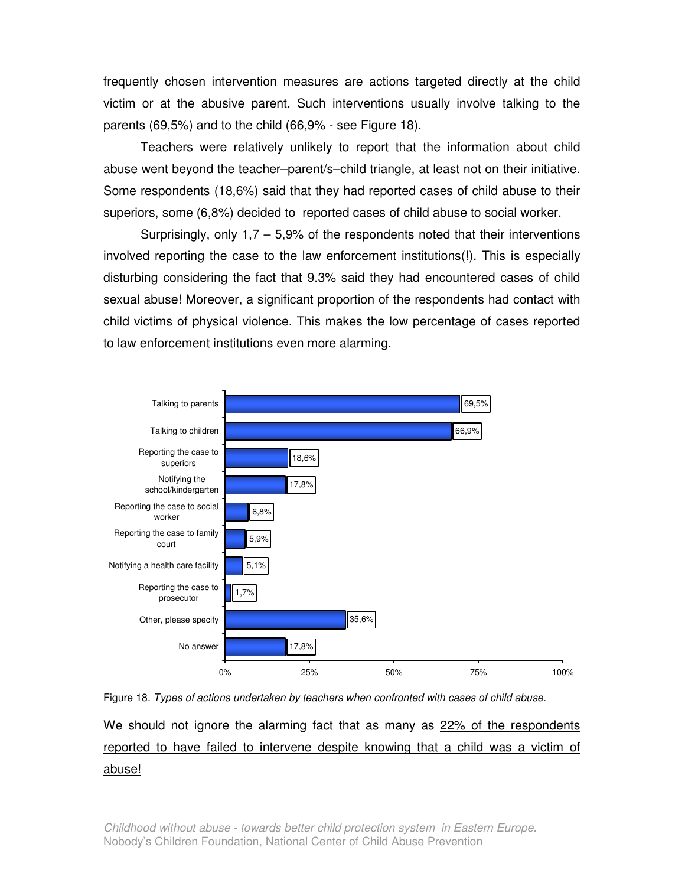frequently chosen intervention measures are actions targeted directly at the child victim or at the abusive parent. Such interventions usually involve talking to the parents (69,5%) and to the child (66,9% - see Figure 18).

Teachers were relatively unlikely to report that the information about child abuse went beyond the teacher–parent/s–child triangle, at least not on their initiative. Some respondents (18,6%) said that they had reported cases of child abuse to their superiors, some (6,8%) decided to reported cases of child abuse to social worker.

Surprisingly, only 1,7 – 5,9% of the respondents noted that their interventions involved reporting the case to the law enforcement institutions(!). This is especially disturbing considering the fact that 9.3% said they had encountered cases of child sexual abuse! Moreover, a significant proportion of the respondents had contact with child victims of physical violence. This makes the low percentage of cases reported to law enforcement institutions even more alarming.

| Action | % |
|---|---|
| Talking to parents | 69,5% |
| Talking to children | 66,9% |
| Reporting the case to superiors | 18,6% |
| Notifying the school/kindergarten | 17,8% |
| Reporting the case to social worker | 6,8% |
| Reporting the case to family court | 5,9% |
| Notifying a health care facility | 5,1% |
| Reporting the case to prosecutor | 1,7% |
| Other, please specify | 35,6% |
| No answer | 17,8% |

Figure 18. *Types of actions undertaken by teachers when confronted with cases of child abuse.*

We should not ignore the alarming fact that as many as <u>22% of the respondents reported to have failed to intervene despite knowing that a child was a victim of abuse!</u>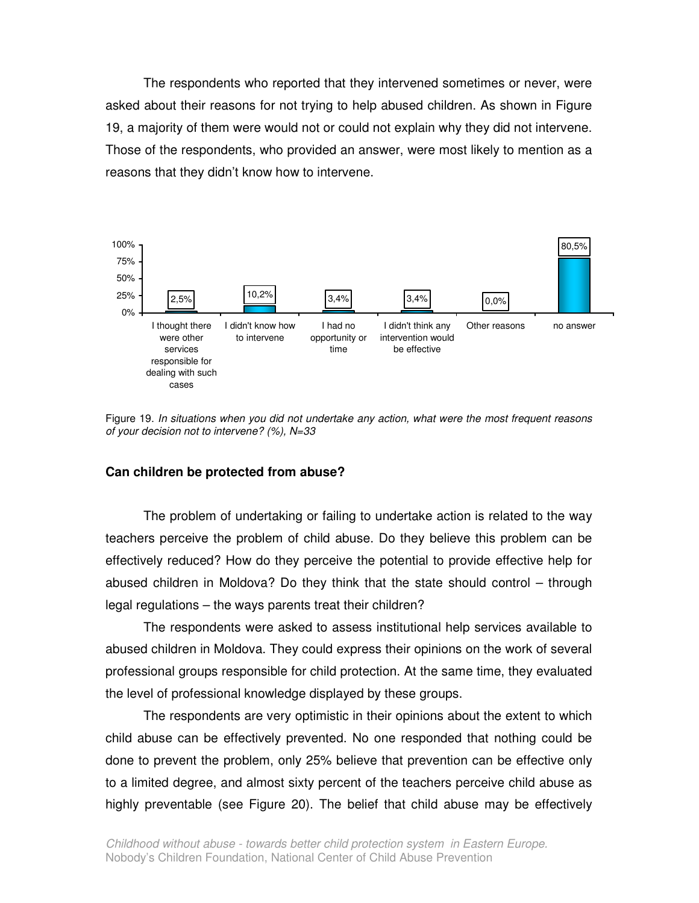The respondents who reported that they intervened sometimes or never, were asked about their reasons for not trying to help abused children. As shown in Figure 19, a majority of them were would not or could not explain why they did not intervene. Those of the respondents, who provided an answer, were most likely to mention as a reasons that they didn't know how to intervene.

| Reason | % |
|---|---|
| I thought there were other services responsible for dealing with such cases | 2,5% |
| I didn't know how to intervene | 10,2% |
| I had no opportunity or time | 3,4% |
| I didn't think any intervention would be effective | 3,4% |
| Other reasons | 0,0% |
| no answer | 80,5% |

Figure 19. *In situations when you did not undertake any action, what were the most frequent reasons of your decision not to intervene? (%), N=33*

### Can children be protected from abuse?

The problem of undertaking or failing to undertake action is related to the way teachers perceive the problem of child abuse. Do they believe this problem can be effectively reduced? How do they perceive the potential to provide effective help for abused children in Moldova? Do they think that the state should control – through legal regulations – the ways parents treat their children?

The respondents were asked to assess institutional help services available to abused children in Moldova. They could express their opinions on the work of several professional groups responsible for child protection. At the same time, they evaluated the level of professional knowledge displayed by these groups.

The respondents are very optimistic in their opinions about the extent to which child abuse can be effectively prevented. No one responded that nothing could be done to prevent the problem, only 25% believe that prevention can be effective only to a limited degree, and almost sixty percent of the teachers perceive child abuse as highly preventable (see Figure 20). The belief that child abuse may be effectively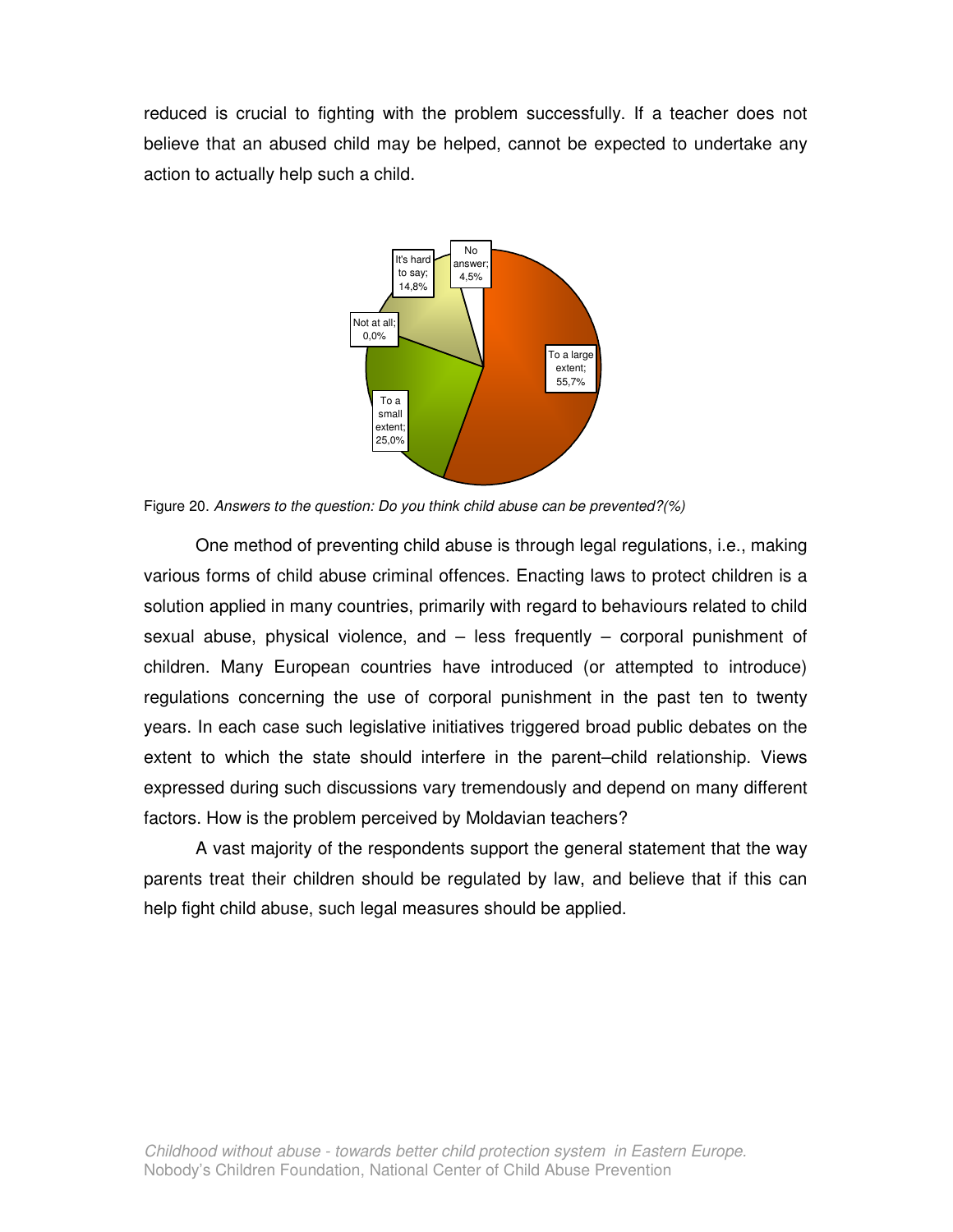reduced is crucial to fighting with the problem successfully. If a teacher does not believe that an abused child may be helped, cannot be expected to undertake any action to actually help such a child.

| Answer | % |
| --- | --- |
| To a large extent | 55,7% |
| To a small extent | 25,0% |
| Not at all | 0,0% |
| It's hard to say | 14,8% |
| No answer | 4,5% |

Figure 20. *Answers to the question: Do you think child abuse can be prevented?(%)*

One method of preventing child abuse is through legal regulations, i.e., making various forms of child abuse criminal offences. Enacting laws to protect children is a solution applied in many countries, primarily with regard to behaviours related to child sexual abuse, physical violence, and – less frequently – corporal punishment of children. Many European countries have introduced (or attempted to introduce) regulations concerning the use of corporal punishment in the past ten to twenty years. In each case such legislative initiatives triggered broad public debates on the extent to which the state should interfere in the parent–child relationship. Views expressed during such discussions vary tremendously and depend on many different factors. How is the problem perceived by Moldavian teachers?

A vast majority of the respondents support the general statement that the way parents treat their children should be regulated by law, and believe that if this can help fight child abuse, such legal measures should be applied.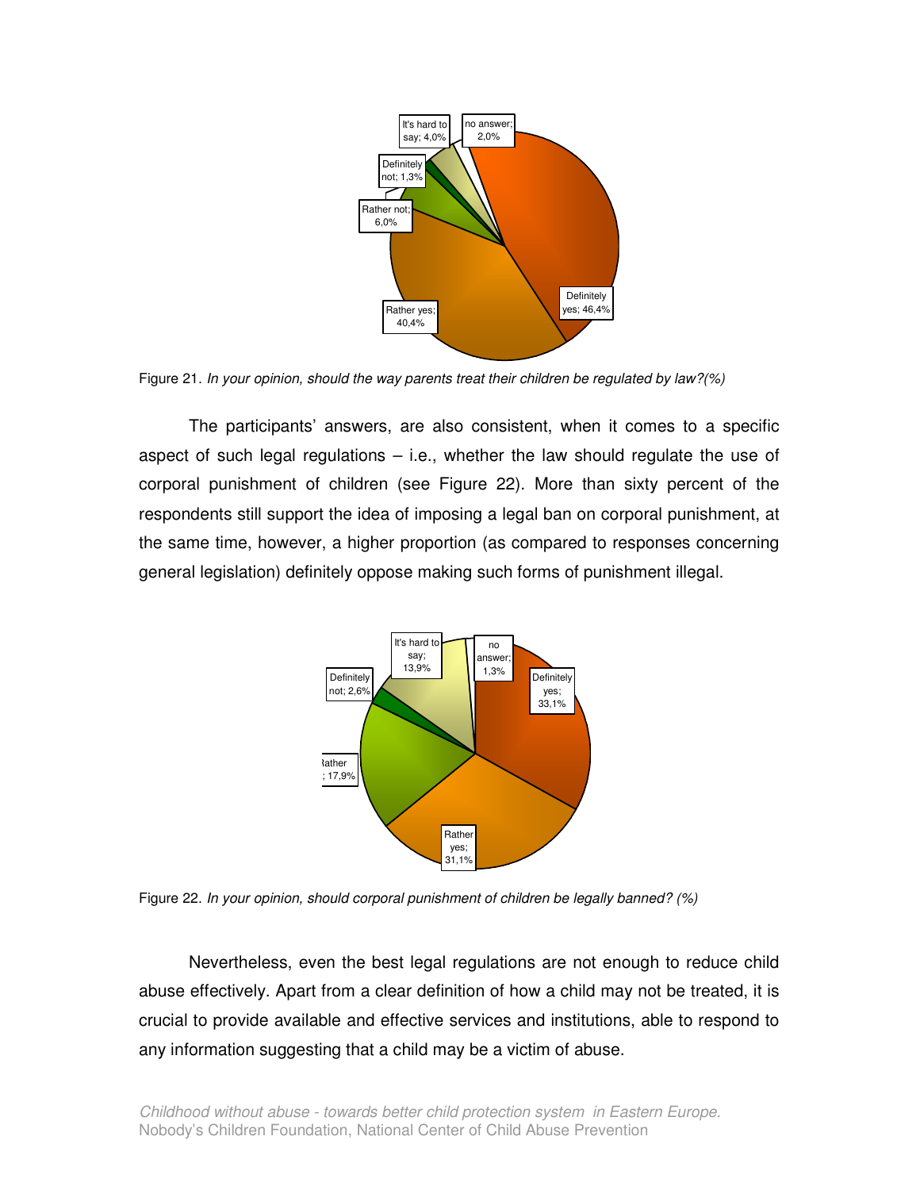Figure 21. *In your opinion, should the way parents treat their children be regulated by law?(%)*

The participants' answers, are also consistent, when it comes to a specific aspect of such legal regulations – i.e., whether the law should regulate the use of corporal punishment of children (see Figure 22). More than sixty percent of the respondents still support the idea of imposing a legal ban on corporal punishment, at the same time, however, a higher proportion (as compared to responses concerning general legislation) definitely oppose making such forms of punishment illegal.

Figure 22. *In your opinion, should corporal punishment of children be legally banned? (%)*

Nevertheless, even the best legal regulations are not enough to reduce child abuse effectively. Apart from a clear definition of how a child may not be treated, it is crucial to provide available and effective services and institutions, able to respond to any information suggesting that a child may be a victim of abuse.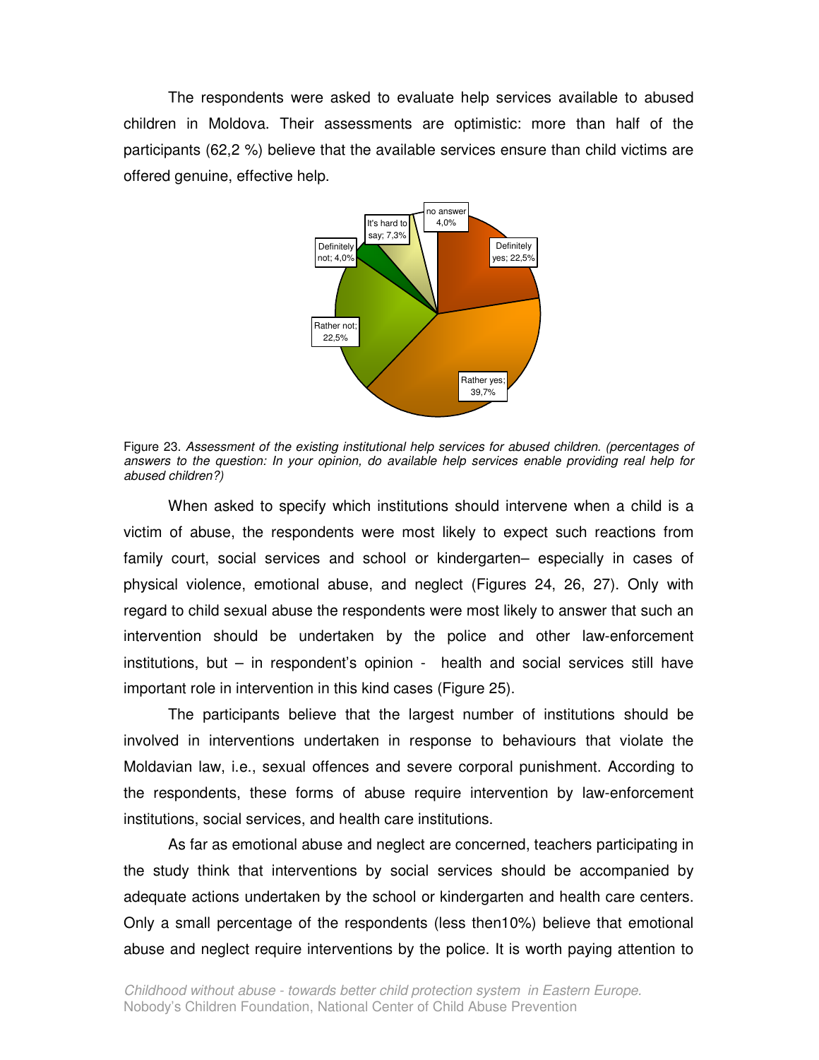The respondents were asked to evaluate help services available to abused children in Moldova. Their assessments are optimistic: more than half of the participants (62,2 %) believe that the available services ensure than child victims are offered genuine, effective help.

Figure 23. *Assessment of the existing institutional help services for abused children. (percentages of answers to the question: In your opinion, do available help services enable providing real help for abused children?)*

When asked to specify which institutions should intervene when a child is a victim of abuse, the respondents were most likely to expect such reactions from family court, social services and school or kindergarten– especially in cases of physical violence, emotional abuse, and neglect (Figures 24, 26, 27). Only with regard to child sexual abuse the respondents were most likely to answer that such an intervention should be undertaken by the police and other law-enforcement institutions, but – in respondent's opinion - health and social services still have important role in intervention in this kind cases (Figure 25).

The participants believe that the largest number of institutions should be involved in interventions undertaken in response to behaviours that violate the Moldavian law, i.e., sexual offences and severe corporal punishment. According to the respondents, these forms of abuse require intervention by law-enforcement institutions, social services, and health care institutions.

As far as emotional abuse and neglect are concerned, teachers participating in the study think that interventions by social services should be accompanied by adequate actions undertaken by the school or kindergarten and health care centers. Only a small percentage of the respondents (less then10%) believe that emotional abuse and neglect require interventions by the police. It is worth paying attention to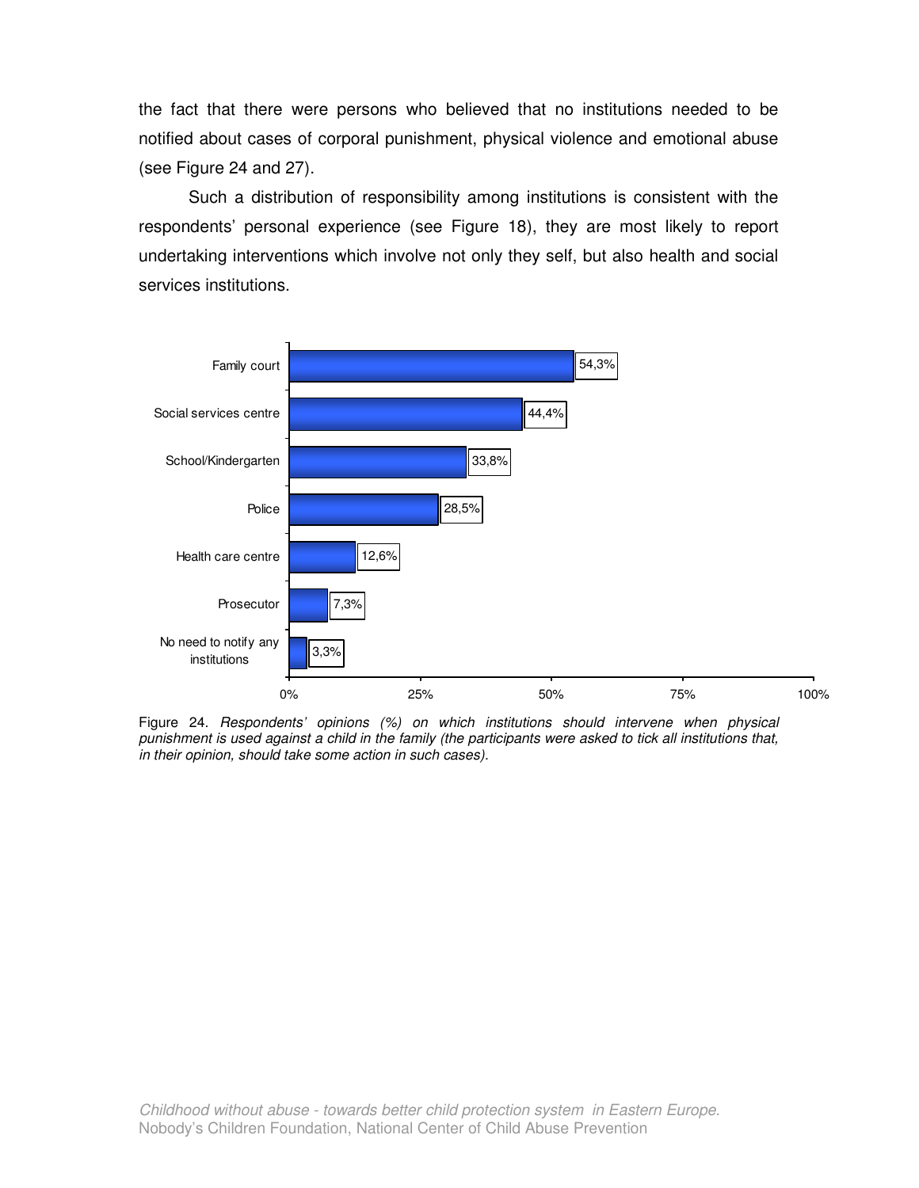the fact that there were persons who believed that no institutions needed to be notified about cases of corporal punishment, physical violence and emotional abuse (see Figure 24 and 27).

Such a distribution of responsibility among institutions is consistent with the respondents' personal experience (see Figure 18), they are most likely to report undertaking interventions which involve not only they self, but also health and social services institutions.

| Institution | % |
|---|---|
| Family court | 54,3% |
| Social services centre | 44,4% |
| School/Kindergarten | 33,8% |
| Police | 28,5% |
| Health care centre | 12,6% |
| Prosecutor | 7,3% |
| No need to notify any institutions | 3,3% |

Figure 24. *Respondents' opinions (%) on which institutions should intervene when physical punishment is used against a child in the family (the participants were asked to tick all institutions that, in their opinion, should take some action in such cases).*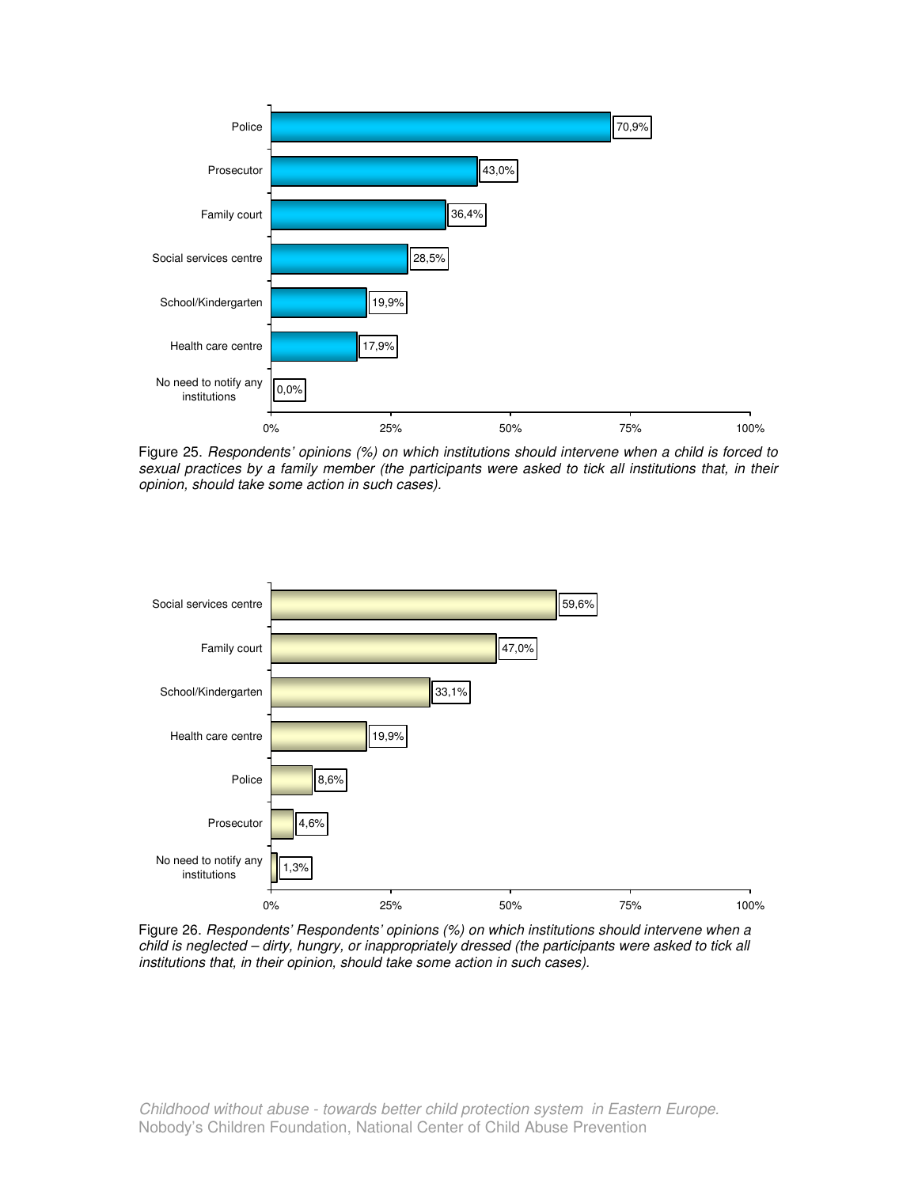| Institution | % |
| --- | --- |
| Police | 70,9% |
| Prosecutor | 43,0% |
| Family court | 36,4% |
| Social services centre | 28,5% |
| School/Kindergarten | 19,9% |
| Health care centre | 17,9% |
| No need to notify any institutions | 0,0% |

Figure 25. *Respondents' opinions (%) on which institutions should intervene when a child is forced to sexual practices by a family member (the participants were asked to tick all institutions that, in their opinion, should take some action in such cases).*

| Institution | % |
| --- | --- |
| Social services centre | 59,6% |
| Family court | 47,0% |
| School/Kindergarten | 33,1% |
| Health care centre | 19,9% |
| Police | 8,6% |
| Prosecutor | 4,6% |
| No need to notify any institutions | 1,3% |

Figure 26. *Respondents' Respondents' opinions (%) on which institutions should intervene when a child is neglected – dirty, hungry, or inappropriately dressed (the participants were asked to tick all institutions that, in their opinion, should take some action in such cases).*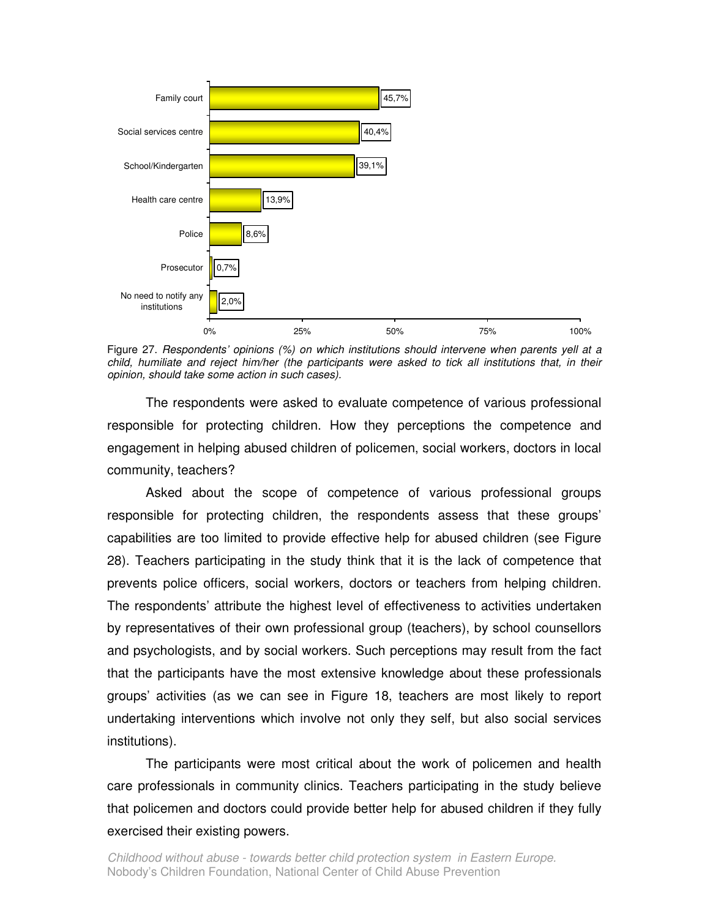| Institution | % |
| --- | --- |
| Family court | 45,7% |
| Social services centre | 40,4% |
| School/Kindergarten | 39,1% |
| Health care centre | 13,9% |
| Police | 8,6% |
| Prosecutor | 0,7% |
| No need to notify any institutions | 2,0% |

Figure 27. *Respondents' opinions (%) on which institutions should intervene when parents yell at a child, humiliate and reject him/her (the participants were asked to tick all institutions that, in their opinion, should take some action in such cases).*

The respondents were asked to evaluate competence of various professional responsible for protecting children. How they perceptions the competence and engagement in helping abused children of policemen, social workers, doctors in local community, teachers?

Asked about the scope of competence of various professional groups responsible for protecting children, the respondents assess that these groups' capabilities are too limited to provide effective help for abused children (see Figure 28). Teachers participating in the study think that it is the lack of competence that prevents police officers, social workers, doctors or teachers from helping children. The respondents' attribute the highest level of effectiveness to activities undertaken by representatives of their own professional group (teachers), by school counsellors and psychologists, and by social workers. Such perceptions may result from the fact that the participants have the most extensive knowledge about these professionals groups' activities (as we can see in Figure 18, teachers are most likely to report undertaking interventions which involve not only they self, but also social services institutions).

The participants were most critical about the work of policemen and health care professionals in community clinics. Teachers participating in the study believe that policemen and doctors could provide better help for abused children if they fully exercised their existing powers.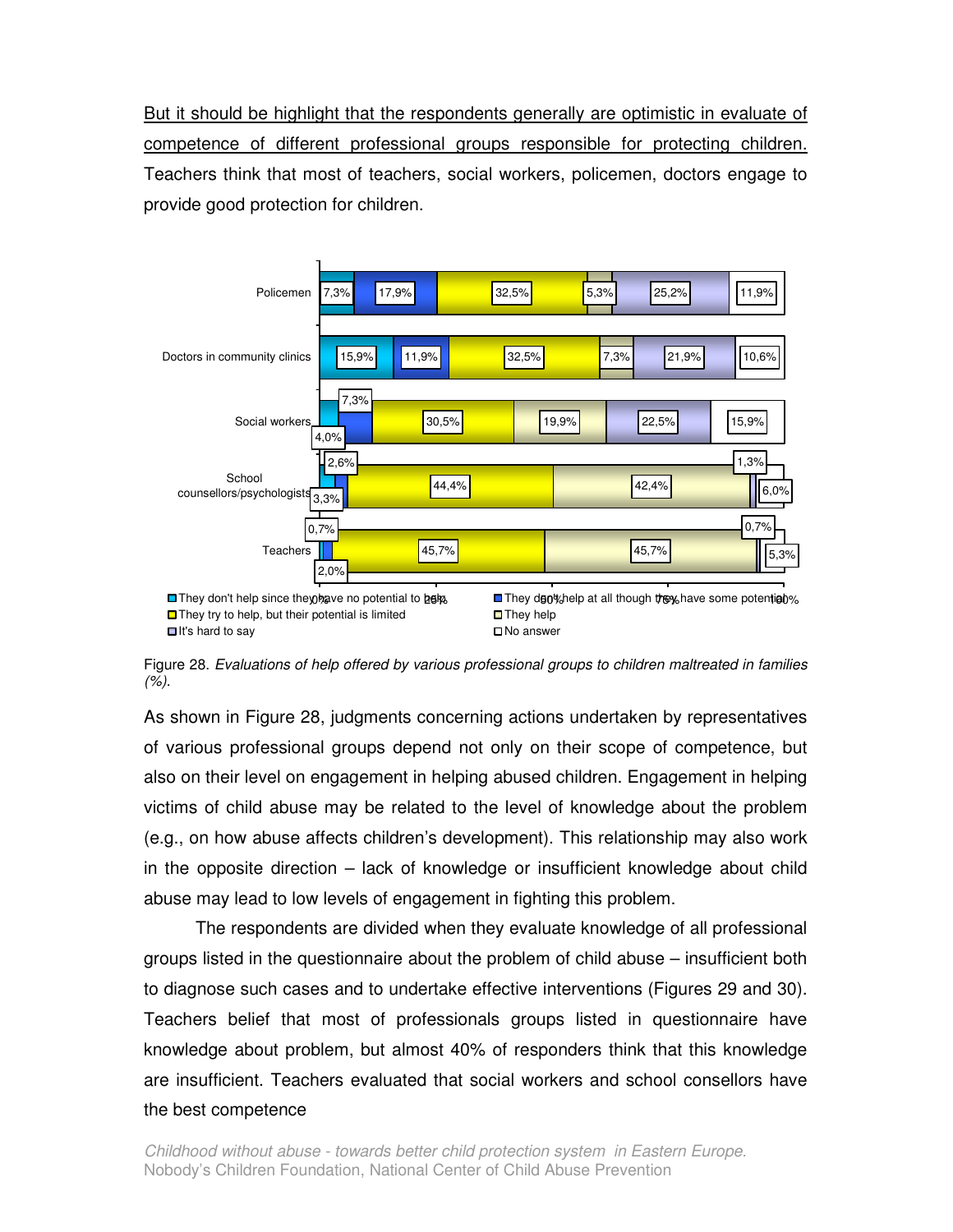But it should be highlight that the respondents generally are optimistic in evaluate of competence of different professional groups responsible for protecting children. Teachers think that most of teachers, social workers, policemen, doctors engage to provide good protection for children.

| | They don't help since they have no potential to help | They don't help at all though they have some potential | They try to help, but their potential is limited | They help | It's hard to say | No answer |
|---|---|---|---|---|---|---|
| Policemen | 7,3% | 17,9% | 32,5% | 5,3% | 25,2% | 11,9% |
| Doctors in community clinics | 15,9% | 11,9% | 32,5% | 7,3% | 21,9% | 10,6% |
| Social workers | 4,0% | 7,3% | 30,5% | 19,9% | 22,5% | 15,9% |
| School counsellors/psychologists | 3,3% | 2,6% | 44,4% | 42,4% | 1,3% | 6,0% |
| Teachers | 0,7% | 2,0% | 45,7% | 45,7% | 0,7% | 5,3% |

Figure 28. *Evaluations of help offered by various professional groups to children maltreated in families (%).*

As shown in Figure 28, judgments concerning actions undertaken by representatives of various professional groups depend not only on their scope of competence, but also on their level on engagement in helping abused children. Engagement in helping victims of child abuse may be related to the level of knowledge about the problem (e.g., on how abuse affects children's development). This relationship may also work in the opposite direction – lack of knowledge or insufficient knowledge about child abuse may lead to low levels of engagement in fighting this problem.

The respondents are divided when they evaluate knowledge of all professional groups listed in the questionnaire about the problem of child abuse – insufficient both to diagnose such cases and to undertake effective interventions (Figures 29 and 30). Teachers belief that most of professionals groups listed in questionnaire have knowledge about problem, but almost 40% of responders think that this knowledge are insufficient. Teachers evaluated that social workers and school consellors have the best competence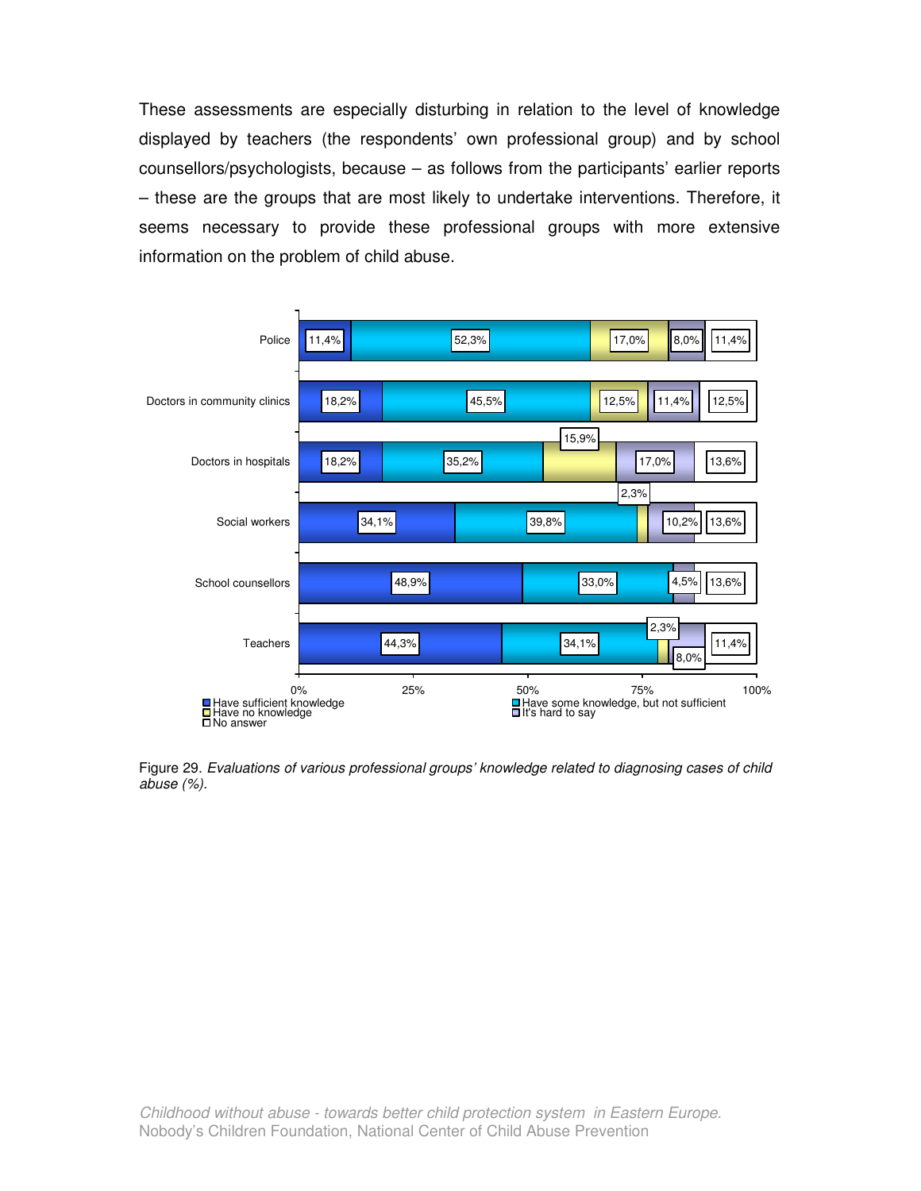These assessments are especially disturbing in relation to the level of knowledge displayed by teachers (the respondents' own professional group) and by school counsellors/psychologists, because – as follows from the participants' earlier reports – these are the groups that are most likely to undertake interventions. Therefore, it seems necessary to provide these professional groups with more extensive information on the problem of child abuse.

| | Have sufficient knowledge | Have some knowledge, but not sufficient | Have no knowledge | It's hard to say | No answer |
|---|---|---|---|---|---|
| Police | 11,4% | 52,3% | 17,0% | 8,0% | 11,4% |
| Doctors in community clinics | 18,2% | 45,5% | 12,5% | 11,4% | 12,5% |
| Doctors in hospitals | 18,2% | 35,2% | 15,9% | 17,0% | 13,6% |
| Social workers | 34,1% | 39,8% | 2,3% | 10,2% | 13,6% |
| School counsellors | 48,9% | 33,0% | | 4,5% | 13,6% |
| Teachers | 44,3% | 34,1% | 2,3% | 8,0% | 11,4% |

Figure 29. *Evaluations of various professional groups' knowledge related to diagnosing cases of child abuse (%).*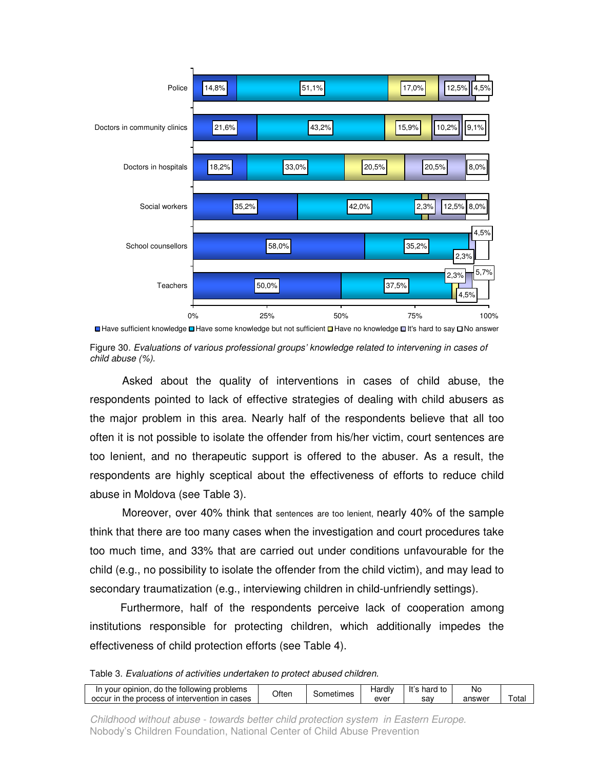| | Have sufficient knowledge | Have some knowledge but not sufficient | Have no knowledge | It's hard to say | No answer |
|---|---|---|---|---|---|
| Police | 14,8% | 51,1% | 17,0% | 12,5% | 4,5% |
| Doctors in community clinics | 21,6% | 43,2% | 15,9% | 10,2% | 9,1% |
| Doctors in hospitals | 18,2% | 33,0% | 20,5% | 20,5% | 8,0% |
| Social workers | 35,2% | 42,0% | 2,3% | 12,5% | 8,0% |
| School counsellors | 58,0% | 35,2% | | 2,3% | 4,5% |
| Teachers | 50,0% | 37,5% | 2,3% | 4,5% | 5,7% |

Figure 30. *Evaluations of various professional groups' knowledge related to intervening in cases of child abuse (%).*

Asked about the quality of interventions in cases of child abuse, the respondents pointed to lack of effective strategies of dealing with child abusers as the major problem in this area. Nearly half of the respondents believe that all too often it is not possible to isolate the offender from his/her victim, court sentences are too lenient, and no therapeutic support is offered to the abuser. As a result, the respondents are highly sceptical about the effectiveness of efforts to reduce child abuse in Moldova (see Table 3).

Moreover, over 40% think that sentences are too lenient, nearly 40% of the sample think that there are too many cases when the investigation and court procedures take too much time, and 33% that are carried out under conditions unfavourable for the child (e.g., no possibility to isolate the offender from the child victim), and may lead to secondary traumatization (e.g., interviewing children in child-unfriendly settings).

Furthermore, half of the respondents perceive lack of cooperation among institutions responsible for protecting children, which additionally impedes the effectiveness of child protection efforts (see Table 4).

Table 3. *Evaluations of activities undertaken to protect abused children.*

| In your opinion, do the following problems occur in the process of intervention in cases | Often | Sometimes | Hardly ever | It's hard to say | No answer | Total |
|---|---|---|---|---|---|---|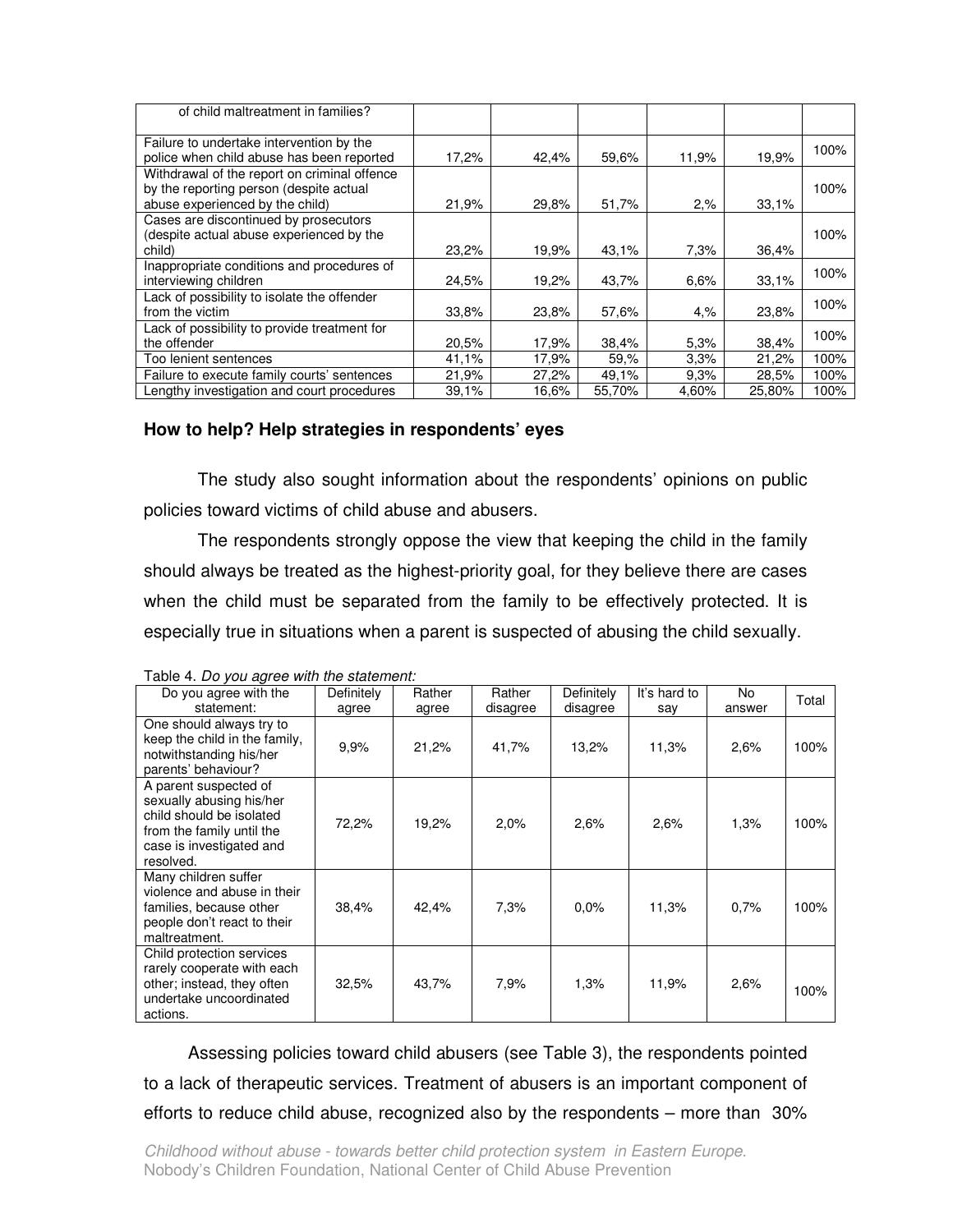| of child maltreatment in families? | | | | | | |
|---|---|---|---|---|---|---|
| Failure to undertake intervention by the police when child abuse has been reported | 17,2% | 42,4% | 59,6% | 11,9% | 19,9% | 100% |
| Withdrawal of the report on criminal offence by the reporting person (despite actual abuse experienced by the child) | 21,9% | 29,8% | 51,7% | 2,% | 33,1% | 100% |
| Cases are discontinued by prosecutors (despite actual abuse experienced by the child) | 23,2% | 19,9% | 43,1% | 7,3% | 36,4% | 100% |
| Inappropriate conditions and procedures of interviewing children | 24,5% | 19,2% | 43,7% | 6,6% | 33,1% | 100% |
| Lack of possibility to isolate the offender from the victim | 33,8% | 23,8% | 57,6% | 4,% | 23,8% | 100% |
| Lack of possibility to provide treatment for the offender | 20,5% | 17,9% | 38,4% | 5,3% | 38,4% | 100% |
| Too lenient sentences | 41,1% | 17,9% | 59,% | 3,3% | 21,2% | 100% |
| Failure to execute family courts' sentences | 21,9% | 27,2% | 49,1% | 9,3% | 28,5% | 100% |
| Lengthy investigation and court procedures | 39,1% | 16,6% | 55,70% | 4,60% | 25,80% | 100% |

### How to help? Help strategies in respondents' eyes

The study also sought information about the respondents' opinions on public policies toward victims of child abuse and abusers.

The respondents strongly oppose the view that keeping the child in the family should always be treated as the highest-priority goal, for they believe there are cases when the child must be separated from the family to be effectively protected. It is especially true in situations when a parent is suspected of abusing the child sexually.

Table 4. *Do you agree with the statement:*

| Do you agree with the statement: | Definitely agree | Rather agree | Rather disagree | Definitely disagree | It's hard to say | No answer | Total |
|---|---|---|---|---|---|---|---|
| One should always try to keep the child in the family, notwithstanding his/her parents' behaviour? | 9,9% | 21,2% | 41,7% | 13,2% | 11,3% | 2,6% | 100% |
| A parent suspected of sexually abusing his/her child should be isolated from the family until the case is investigated and resolved. | 72,2% | 19,2% | 2,0% | 2,6% | 2,6% | 1,3% | 100% |
| Many children suffer violence and abuse in their families, because other people don't react to their maltreatment. | 38,4% | 42,4% | 7,3% | 0,0% | 11,3% | 0,7% | 100% |
| Child protection services rarely cooperate with each other; instead, they often undertake uncoordinated actions. | 32,5% | 43,7% | 7,9% | 1,3% | 11,9% | 2,6% | 100% |

Assessing policies toward child abusers (see Table 3), the respondents pointed to a lack of therapeutic services. Treatment of abusers is an important component of efforts to reduce child abuse, recognized also by the respondents – more than 30%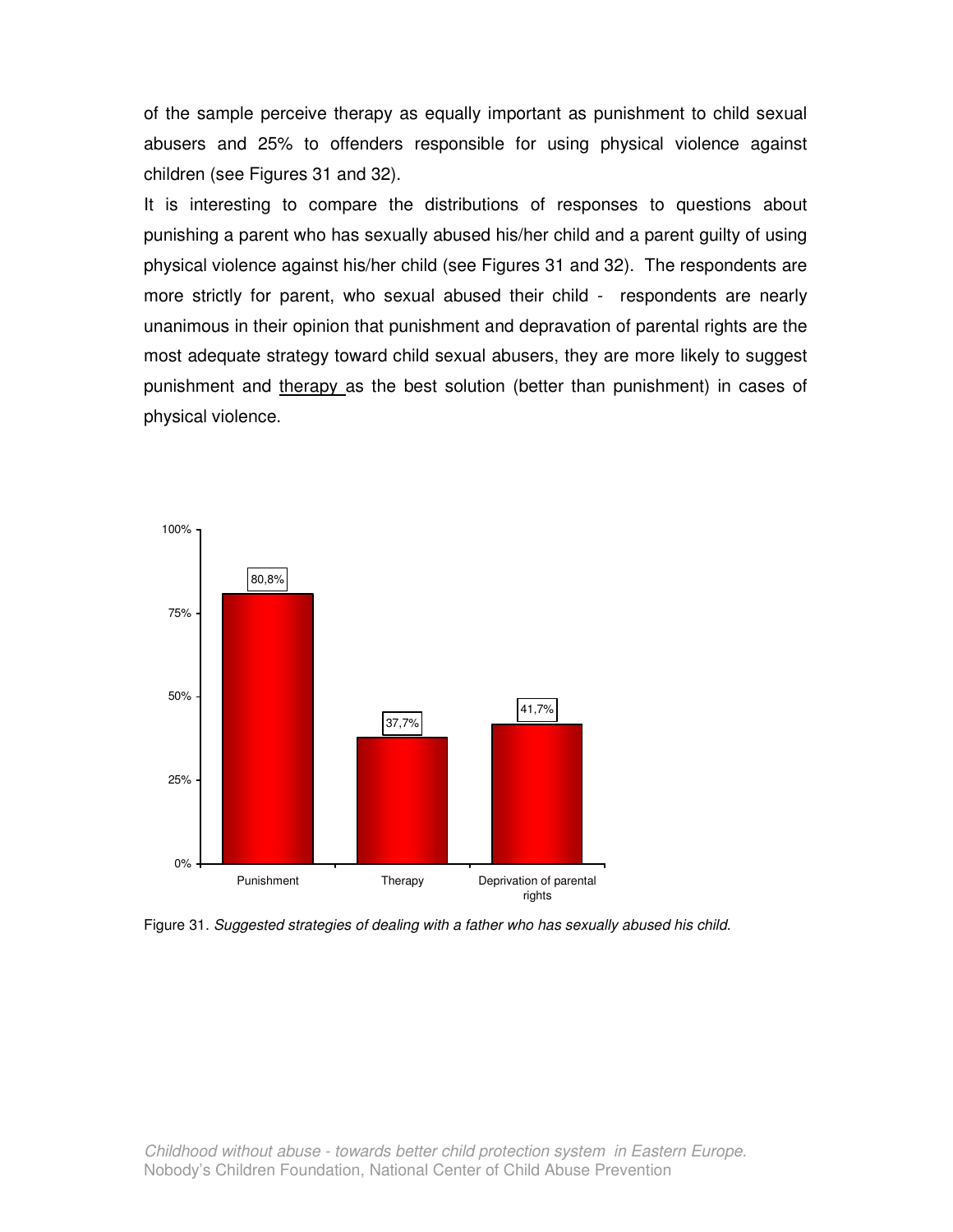of the sample perceive therapy as equally important as punishment to child sexual abusers and 25% to offenders responsible for using physical violence against children (see Figures 31 and 32).

It is interesting to compare the distributions of responses to questions about punishing a parent who has sexually abused his/her child and a parent guilty of using physical violence against his/her child (see Figures 31 and 32). The respondents are more strictly for parent, who sexual abused their child - respondents are nearly unanimous in their opinion that punishment and depravation of parental rights are the most adequate strategy toward child sexual abusers, they are more likely to suggest punishment and therapy as the best solution (better than punishment) in cases of physical violence.

| Strategy | Percentage |
|---|---|
| Punishment | 80,8% |
| Therapy | 37,7% |
| Deprivation of parental rights | 41,7% |

Figure 31. *Suggested strategies of dealing with a father who has sexually abused his child.*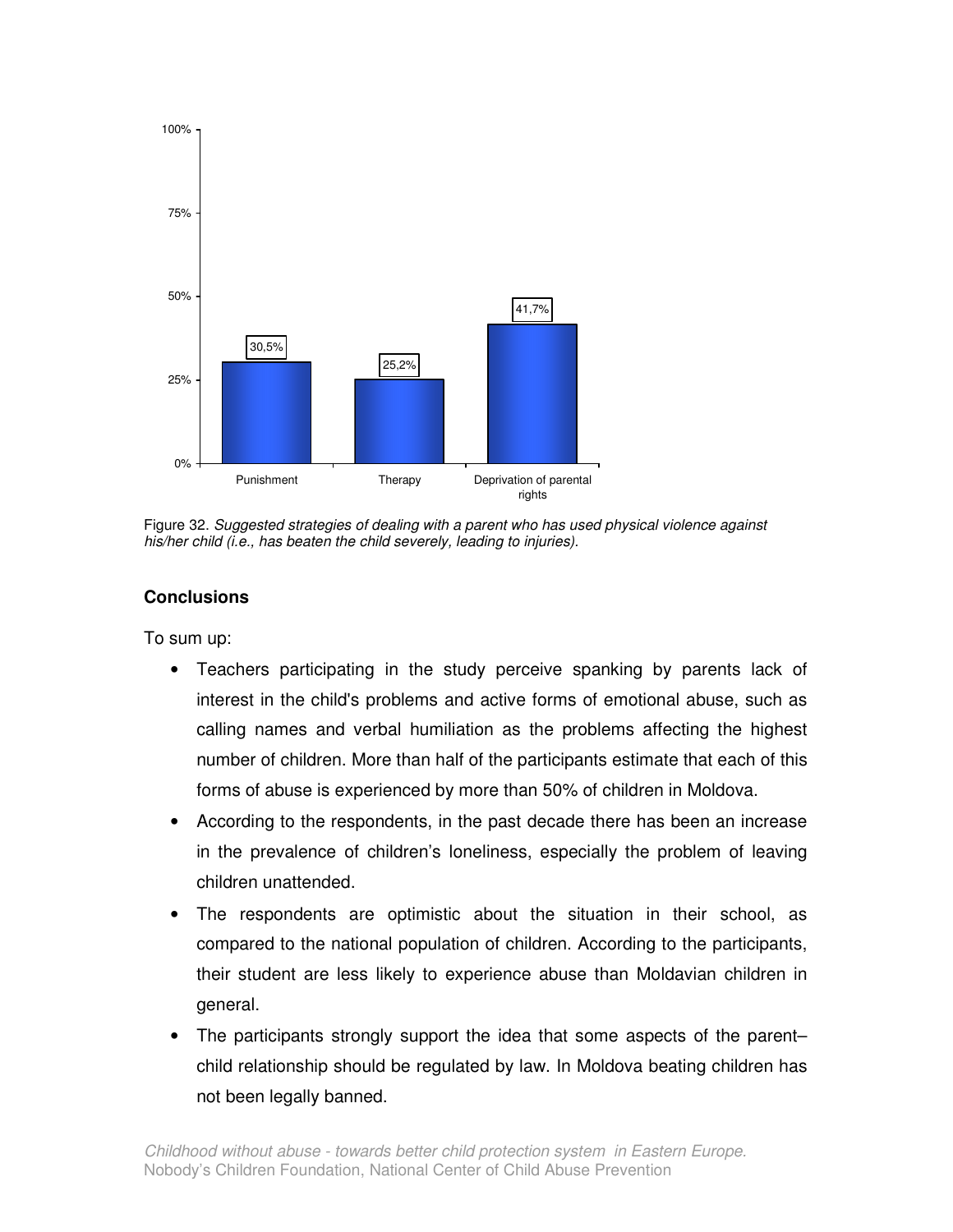| | Punishment | Therapy | Deprivation of parental rights |
|---|---|---|---|
| % | 30,5% | 25,2% | 41,7% |

Figure 32. *Suggested strategies of dealing with a parent who has used physical violence against his/her child (i.e., has beaten the child severely, leading to injuries).*

## Conclusions

To sum up:

- Teachers participating in the study perceive spanking by parents lack of interest in the child's problems and active forms of emotional abuse, such as calling names and verbal humiliation as the problems affecting the highest number of children. More than half of the participants estimate that each of this forms of abuse is experienced by more than 50% of children in Moldova.
- According to the respondents, in the past decade there has been an increase in the prevalence of children's loneliness, especially the problem of leaving children unattended.
- The respondents are optimistic about the situation in their school, as compared to the national population of children. According to the participants, their student are less likely to experience abuse than Moldavian children in general.
- The participants strongly support the idea that some aspects of the parent–child relationship should be regulated by law. In Moldova beating children has not been legally banned.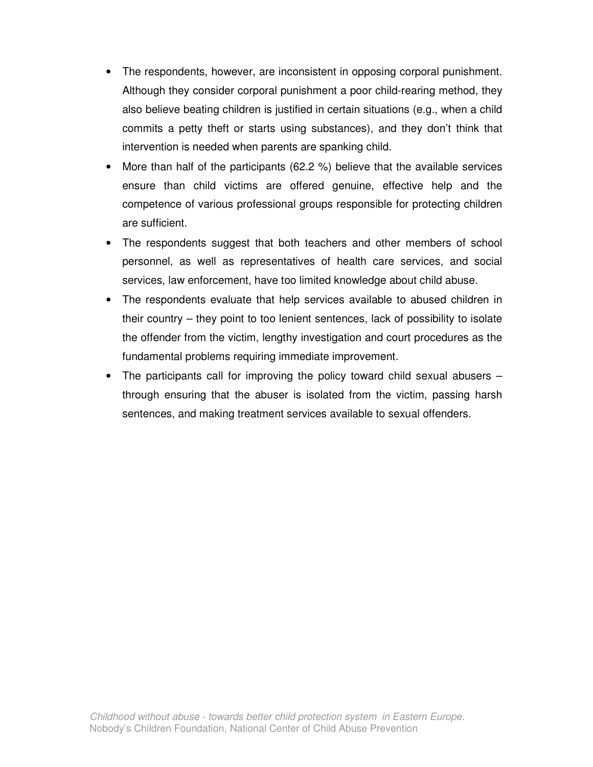- The respondents, however, are inconsistent in opposing corporal punishment. Although they consider corporal punishment a poor child-rearing method, they also believe beating children is justified in certain situations (e.g., when a child commits a petty theft or starts using substances), and they don't think that intervention is needed when parents are spanking child.
- More than half of the participants (62.2 %) believe that the available services ensure than child victims are offered genuine, effective help and the competence of various professional groups responsible for protecting children are sufficient.
- The respondents suggest that both teachers and other members of school personnel, as well as representatives of health care services, and social services, law enforcement, have too limited knowledge about child abuse.
- The respondents evaluate that help services available to abused children in their country – they point to too lenient sentences, lack of possibility to isolate the offender from the victim, lengthy investigation and court procedures as the fundamental problems requiring immediate improvement.
- The participants call for improving the policy toward child sexual abusers – through ensuring that the abuser is isolated from the victim, passing harsh sentences, and making treatment services available to sexual offenders.